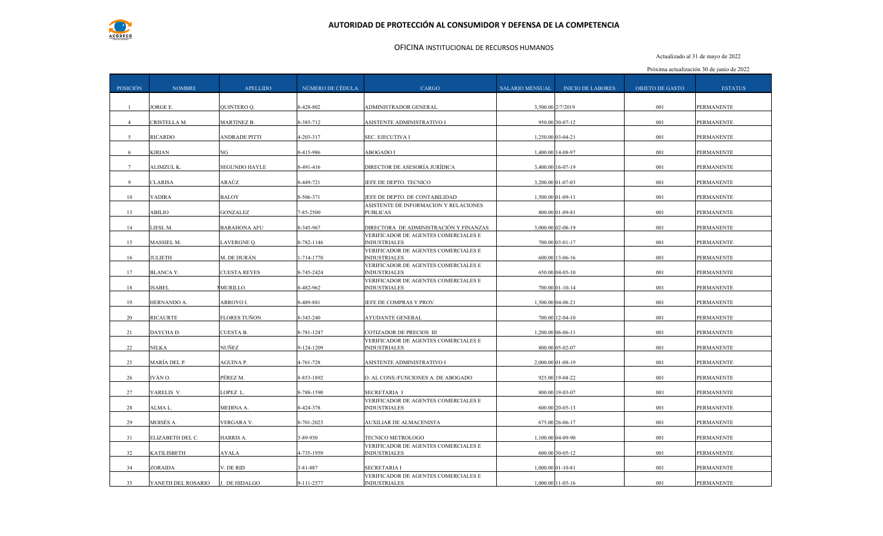## AUTORIDAD DE PROTECCIÓN AL CONSUMIDOR Y DEFENSA DE LA COMPETENCIA

OFICINA INSTITUCIONAL DE RECURSOS HUMANOS

Actualizado al 31 de mayo de 2022

Próxima actualización 30 de junio de 2022

| POSICIÓN | NOMBRE | APELLIDO | NÚMERO DE CÉDULA | CARGO | SALARIO MENSUAL | INICIO DE LABORES | OBJETO DE GASTO | ESTATUS |
|---|---|---|---|---|---|---|---|---|
| 1 | JORGE E. | QUINTERO Q. | 8-428-802 | ADMINISTRADOR GENERAL | 3,500.00 | 2/7/2019 | 001 | PERMANENTE |
| 4 | CRISTELLA M. | MARTINEZ B. | 8-385-712 | ASISTENTE ADMINISTRATIVO I | 950.00 | 30-07-12 | 001 | PERMANENTE |
| 5 | RICARDO | ANDRADE PITTI | 4-203-317 | SEC. EJECUTIVA I | 1,250.00 | 03-04-21 | 001 | PERMANENTE |
| 6 | KIRIAN | NG | 8-415-986 | ABOGADO I | 1,400.00 | 14-08-97 | 001 | PERMANENTE |
| 7 | ALIMZUL K. | SEGUNDO HAYLE | 8-491-416 | DIRECTOR DE ASESORÍA JURÍDICA | 3,400.00 | 16-07-19 | 001 | PERMANENTE |
| 9 | CLARISA | ARAÚZ | 8-449-721 | JEFE DE DEPTO. TECNICO | 3,200.00 | 01-07-03 | 001 | PERMANENTE |
| 10 | YADIRA | BALOY | 8-506-371 | JEFE DE DEPTO. DE CONTABILIDAD | 1,500.00 | 01-09-11 | 001 | PERMANENTE |
| 13 | ABILIO | GONZALEZ | 7-85-2500 | ASISTENTE DE INFORMACION Y RELACIONES PUBLICAS | 800.00 | 01-09-81 | 001 | PERMANENTE |
| 14 | LIESL M. | BARAHONA AFU | 8-345-967 | DIRECTORA DE ADMINISTRACIÓN Y FINANZAS | 3,000.00 | 02-08-19 | 001 | PERMANENTE |
| 15 | MASSIEL M. | LAVERGNE Q. | 8-782-1146 | VERIFICADOR DE AGENTES COMERCIALES E INDUSTRIALES | 700.00 | 03-01-17 | 001 | PERMANENTE |
| 16 | JULIETH | M. DE DURÁN | 1-714-1770 | VERIFICADOR DE AGENTES COMERCIALES E INDUSTRIALES | 600.00 | 13-06-16 | 001 | PERMANENTE |
| 17 | BLANCA Y. | CUESTA REYES | 8-745-2424 | VERIFICADOR DE AGENTES COMERCIALES E INDUSTRIALES | 650.00 | 04-05-10 | 001 | PERMANENTE |
| 18 | ISABEL | MURILLO | 8-482-962 | VERIFICADOR DE AGENTES COMERCIALES E INDUSTRIALES | 700.00 | 01-10-14 | 001 | PERMANENTE |
| 19 | HERNANDO A. | ARROYO I. | 8-489-881 | JEFE DE COMPRAS Y PROV. | 1,500.00 | 04-08-21 | 001 | PERMANENTE |
| 20 | RICAURTE | FLORES TUÑON | 8-343-240 | AYUDANTE GENERAL | 700.00 | 12-04-10 | 001 | PERMANENTE |
| 21 | DAYCHA D. | CUESTA B. | 8-781-1247 | COTIZADOR DE PRECIOS III | 1,200.00 | 06-06-11 | 001 | PERMANENTE |
| 22 | NILKA | NUÑEZ | 9-124-1209 | VERIFICADOR DE AGENTES COMERCIALES E INDUSTRIALES | 800.00 | 05-02-07 | 001 | PERMANENTE |
| 23 | MARÍA DEL P. | AGUINA P. | 4-761-728 | ASISTENTE ADMINISTRATIVO I | 2,000.00 | 01-08-19 | 001 | PERMANENTE |
| 26 | IVÁN O. | PÉREZ M. | 8-853-1892 | O. AL CONS./FUNCIONES A. DE ABOGADO | 925.00 | 19-04-22 | 001 | PERMANENTE |
| 27 | YARELIS V. | LOPEZ L. | 8-788-1590 | SECRETARIA I | 800.00 | 19-03-07 | 001 | PERMANENTE |
| 28 | ALMA L. | MEDINA A. | 8-424-378 | VERIFICADOR DE AGENTES COMERCIALES E INDUSTRIALES | 600.00 | 20-05-13 | 001 | PERMANENTE |
| 29 | MOISÉS A. | VERGARA V. | 8-701-2023 | AUXILIAR DE ALMACENISTA | 675.00 | 26-06-17 | 001 | PERMANENTE |
| 31 | ELIZABETH DEL C. | HARRIS A. | 3-89-930 | TECNICO METROLOGO | 1,100.00 | 04-09-90 | 001 | PERMANENTE |
| 32 | KATILISBETH | AYALA | 4-735-1959 | VERIFICADOR DE AGENTES COMERCIALES E INDUSTRIALES | 600.00 | 30-05-12 | 001 | PERMANENTE |
| 34 | ZORAIDA | V. DE RID | 3-81-887 | SECRETARIA I | 1,000.00 | 01-10-81 | 001 | PERMANENTE |
| 35 | YANETH DEL ROSARIO | J. DE HIDALGO | 9-111-2577 | VERIFICADOR DE AGENTES COMERCIALES E INDUSTRIALES | 1,000.00 | 11-05-16 | 001 | PERMANENTE |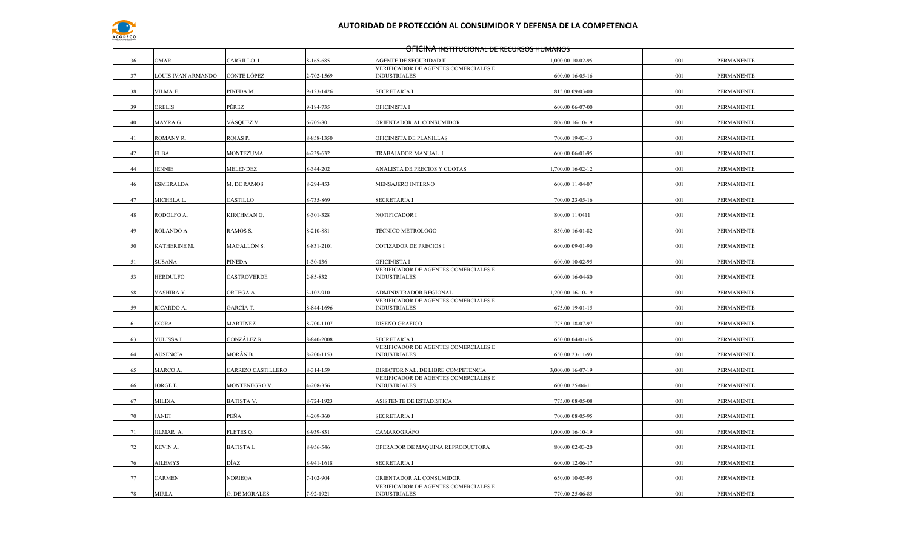# AUTORIDAD DE PROTECCIÓN AL CONSUMIDOR Y DEFENSA DE LA COMPETENCIA

## OFICINA INSTITUCIONAL DE RECURSOS HUMANOS

| | | | | | | | | |
|---|---|---|---|---|---|---|---|---|
| 36 | OMAR | CARRILLO L. | 8-165-685 | AGENTE DE SEGURIDAD II | 1,000.00 | 10-02-95 | 001 | PERMANENTE |
| 37 | LOUIS IVAN ARMANDO | CONTE LÓPEZ | 2-702-1569 | VERIFICADOR DE AGENTES COMERCIALES E INDUSTRIALES | 600.00 | 16-05-16 | 001 | PERMANENTE |
| 38 | VILMA E. | PINEDA M. | 9-123-1426 | SECRETARIA I | 815.00 | 09-03-00 | 001 | PERMANENTE |
| 39 | ORELIS | PÉREZ | 9-184-735 | OFICINISTA I | 600.00 | 06-07-00 | 001 | PERMANENTE |
| 40 | MAYRA G. | VÁSQUEZ V. | 6-705-80 | ORIENTADOR AL CONSUMIDOR | 806.00 | 16-10-19 | 001 | PERMANENTE |
| 41 | ROMANY R. | ROJAS P. | 8-858-1350 | OFICINISTA DE PLANILLAS | 700.00 | 19-03-13 | 001 | PERMANENTE |
| 42 | ELBA | MONTEZUMA | 4-239-632 | TRABAJADOR MANUAL I | 600.00 | 06-01-95 | 001 | PERMANENTE |
| 44 | JENNIE | MELENDEZ | 8-344-202 | ANALISTA DE PRECIOS Y CUOTAS | 1,700.00 | 16-02-12 | 001 | PERMANENTE |
| 46 | ESMERALDA | M. DE RAMOS | 8-294-453 | MENSAJERO INTERNO | 600.00 | 11-04-07 | 001 | PERMANENTE |
| 47 | MICHELA L. | CASTILLO | 8-735-869 | SECRETARIA I | 700.00 | 23-05-16 | 001 | PERMANENTE |
| 48 | RODOLFO A. | KIRCHMAN G. | 8-301-328 | NOTIFICADOR I | 800.00 | 11/0411 | 001 | PERMANENTE |
| 49 | ROLANDO A. | RAMOS S. | 8-210-881 | TÉCNICO MÉTROLOGO | 850.00 | 16-01-82 | 001 | PERMANENTE |
| 50 | KATHERINE M. | MAGALLÓN S. | 8-831-2101 | COTIZADOR DE PRECIOS I | 600.00 | 09-01-90 | 001 | PERMANENTE |
| 51 | SUSANA | PINEDA | 1-30-136 | OFICINISTA I | 600.00 | 10-02-95 | 001 | PERMANENTE |
| 53 | HERDULFO | CASTROVERDE | 2-85-832 | VERIFICADOR DE AGENTES COMERCIALES E INDUSTRIALES | 600.00 | 16-04-80 | 001 | PERMANENTE |
| 58 | YASHIRA Y. | ORTEGA A. | 3-102-910 | ADMINISTRADOR REGIONAL | 1,200.00 | 16-10-19 | 001 | PERMANENTE |
| 59 | RICARDO A. | GARCÍA T. | 8-844-1696 | VERIFICADOR DE AGENTES COMERCIALES E INDUSTRIALES | 675.00 | 19-01-15 | 001 | PERMANENTE |
| 61 | IXORA | MARTÍNEZ | 8-700-1107 | DISEÑO GRAFICO | 775.00 | 18-07-97 | 001 | PERMANENTE |
| 63 | YULISSA I. | GONZÁLEZ R. | 8-840-2008 | SECRETARIA I | 650.00 | 04-01-16 | 001 | PERMANENTE |
| 64 | AUSENCIA | MORÁN B. | 8-200-1153 | VERIFICADOR DE AGENTES COMERCIALES E INDUSTRIALES | 650.00 | 23-11-93 | 001 | PERMANENTE |
| 65 | MARCO A. | CARRIZO CASTILLERO | 8-314-159 | DIRECTOR NAL. DE LIBRE COMPETENCIA | 3,000.00 | 16-07-19 | 001 | PERMANENTE |
| 66 | JORGE E. | MONTENEGRO V. | 4-208-356 | VERIFICADOR DE AGENTES COMERCIALES E INDUSTRIALES | 600.00 | 25-04-11 | 001 | PERMANENTE |
| 67 | MILIXA | BATISTA V. | 8-724-1923 | ASISTENTE DE ESTADISTICA | 775.00 | 08-05-08 | 001 | PERMANENTE |
| 70 | JANET | PEÑA | 4-209-360 | SECRETARIA I | 700.00 | 08-05-95 | 001 | PERMANENTE |
| 71 | JILMAR A. | FLETES Q. | 8-939-831 | CAMAROGRÁFO | 1,000.00 | 16-10-19 | 001 | PERMANENTE |
| 72 | KEVIN A. | BATISTA L. | 8-956-546 | OPERADOR DE MAQUINA REPRODUCTORA | 800.00 | 02-03-20 | 001 | PERMANENTE |
| 76 | AILEMYS | DÍAZ | 8-941-1618 | SECRETARIA I | 600.00 | 12-06-17 | 001 | PERMANENTE |
| 77 | CARMEN | NORIEGA | 7-102-904 | ORIENTADOR AL CONSUMIDOR | 650.00 | 10-05-95 | 001 | PERMANENTE |
| 78 | MIRLA | G. DE MORALES | 7-92-1921 | VERIFICADOR DE AGENTES COMERCIALES E INDUSTRIALES | 770.00 | 25-06-85 | 001 | PERMANENTE |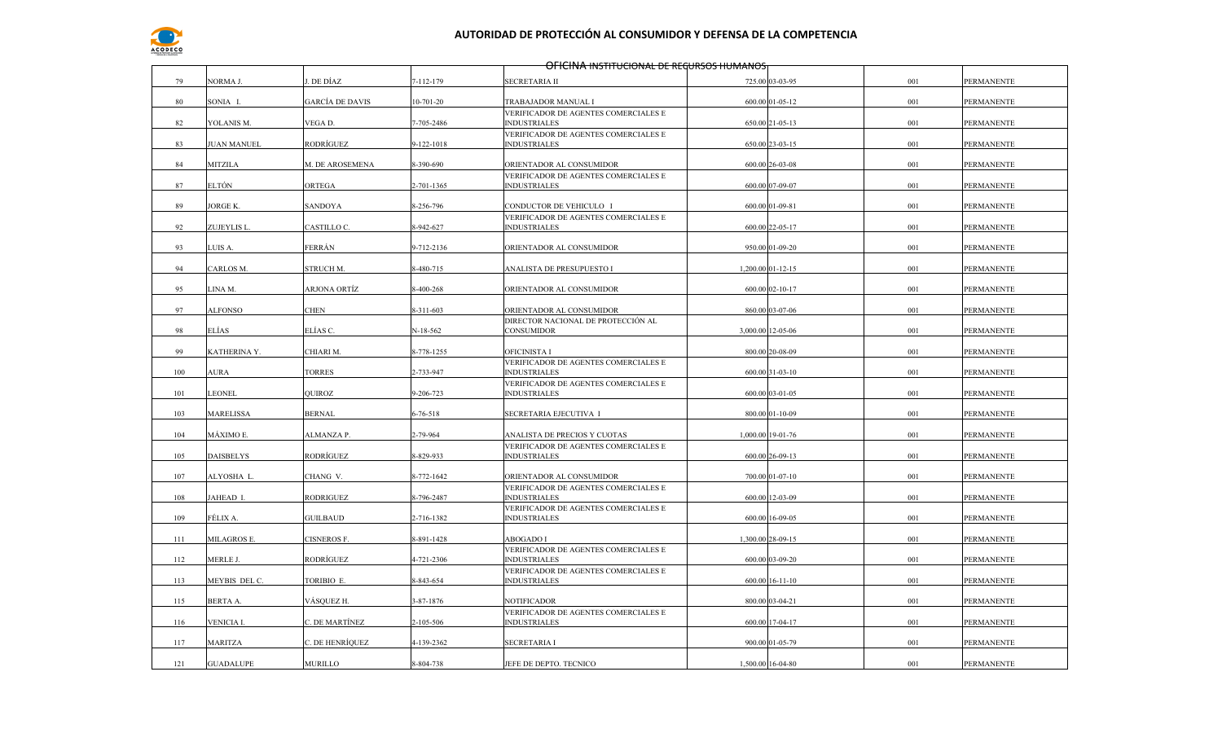## AUTORIDAD DE PROTECCIÓN AL CONSUMIDOR Y DEFENSA DE LA COMPETENCIA

### OFICINA INSTITUCIONAL DE RECURSOS HUMANOS

| | | | | | | | | |
|---|---|---|---|---|---|---|---|---|
| 79 | NORMA J. | J. DE DÍAZ | 7-112-179 | SECRETARIA II | 725.00 | 03-03-95 | 001 | PERMANENTE |
| 80 | SONIA I. | GARCÍA DE DAVIS | 10-701-20 | TRABAJADOR MANUAL I | 600.00 | 01-05-12 | 001 | PERMANENTE |
| 82 | YOLANIS M. | VEGA D. | 7-705-2486 | VERIFICADOR DE AGENTES COMERCIALES E INDUSTRIALES | 650.00 | 21-05-13 | 001 | PERMANENTE |
| 83 | JUAN MANUEL | RODRÍGUEZ | 9-122-1018 | VERIFICADOR DE AGENTES COMERCIALES E INDUSTRIALES | 650.00 | 23-03-15 | 001 | PERMANENTE |
| 84 | MITZILA | M. DE AROSEMENA | 8-390-690 | ORIENTADOR AL CONSUMIDOR | 600.00 | 26-03-08 | 001 | PERMANENTE |
| 87 | ELTÓN | ORTEGA | 2-701-1365 | VERIFICADOR DE AGENTES COMERCIALES E INDUSTRIALES | 600.00 | 07-09-07 | 001 | PERMANENTE |
| 89 | JORGE K. | SANDOYA | 8-256-796 | CONDUCTOR DE VEHICULO I | 600.00 | 01-09-81 | 001 | PERMANENTE |
| 92 | ZUJEYLIS L. | CASTILLO C. | 8-942-627 | VERIFICADOR DE AGENTES COMERCIALES E INDUSTRIALES | 600.00 | 22-05-17 | 001 | PERMANENTE |
| 93 | LUIS A. | FERRÁN | 9-712-2136 | ORIENTADOR AL CONSUMIDOR | 950.00 | 01-09-20 | 001 | PERMANENTE |
| 94 | CARLOS M. | STRUCH M. | 8-480-715 | ANALISTA DE PRESUPUESTO I | 1,200.00 | 01-12-15 | 001 | PERMANENTE |
| 95 | LINA M. | ARJONA ORTÍZ | 8-400-268 | ORIENTADOR AL CONSUMIDOR | 600.00 | 02-10-17 | 001 | PERMANENTE |
| 97 | ALFONSO | CHEN | 8-311-603 | ORIENTADOR AL CONSUMIDOR | 860.00 | 03-07-06 | 001 | PERMANENTE |
| 98 | ELÍAS | ELÍAS C. | N-18-562 | DIRECTOR NACIONAL DE PROTECCIÓN AL CONSUMIDOR | 3,000.00 | 12-05-06 | 001 | PERMANENTE |
| 99 | KATHERINA Y. | CHIARI M. | 8-778-1255 | OFICINISTA I | 800.00 | 20-08-09 | 001 | PERMANENTE |
| 100 | AURA | TORRES | 2-733-947 | VERIFICADOR DE AGENTES COMERCIALES E INDUSTRIALES | 600.00 | 31-03-10 | 001 | PERMANENTE |
| 101 | LEONEL | QUIROZ | 9-206-723 | VERIFICADOR DE AGENTES COMERCIALES E INDUSTRIALES | 600.00 | 03-01-05 | 001 | PERMANENTE |
| 103 | MARELISSA | BERNAL | 6-76-518 | SECRETARIA EJECUTIVA I | 800.00 | 01-10-09 | 001 | PERMANENTE |
| 104 | MÁXIMO E. | ALMANZA P. | 2-79-964 | ANALISTA DE PRECIOS Y CUOTAS | 1,000.00 | 19-01-76 | 001 | PERMANENTE |
| 105 | DAISBELYS | RODRÍGUEZ | 8-829-933 | VERIFICADOR DE AGENTES COMERCIALES E INDUSTRIALES | 600.00 | 26-09-13 | 001 | PERMANENTE |
| 107 | ALYOSHA L. | CHANG V. | 8-772-1642 | ORIENTADOR AL CONSUMIDOR | 700.00 | 01-07-10 | 001 | PERMANENTE |
| 108 | JAHEAD I. | RODRIGUEZ | 8-796-2487 | VERIFICADOR DE AGENTES COMERCIALES E INDUSTRIALES | 600.00 | 12-03-09 | 001 | PERMANENTE |
| 109 | FÉLIX A. | GUILBAUD | 2-716-1382 | VERIFICADOR DE AGENTES COMERCIALES E INDUSTRIALES | 600.00 | 16-09-05 | 001 | PERMANENTE |
| 111 | MILAGROS E. | CISNEROS F. | 8-891-1428 | ABOGADO I | 1,300.00 | 28-09-15 | 001 | PERMANENTE |
| 112 | MERLE J. | RODRÍGUEZ | 4-721-2306 | VERIFICADOR DE AGENTES COMERCIALES E INDUSTRIALES | 600.00 | 03-09-20 | 001 | PERMANENTE |
| 113 | MEYBIS DEL C. | TORIBIO E. | 8-843-654 | VERIFICADOR DE AGENTES COMERCIALES E INDUSTRIALES | 600.00 | 16-11-10 | 001 | PERMANENTE |
| 115 | BERTA A. | VÁSQUEZ H. | 3-87-1876 | NOTIFICADOR | 800.00 | 03-04-21 | 001 | PERMANENTE |
| 116 | VENICIA I. | C. DE MARTÍNEZ | 2-105-506 | VERIFICADOR DE AGENTES COMERCIALES E INDUSTRIALES | 600.00 | 17-04-17 | 001 | PERMANENTE |
| 117 | MARITZA | C. DE HENRÍQUEZ | 4-139-2362 | SECRETARIA I | 900.00 | 01-05-79 | 001 | PERMANENTE |
| 121 | GUADALUPE | MURILLO | 8-804-738 | JEFE DE DEPTO. TECNICO | 1,500.00 | 16-04-80 | 001 | PERMANENTE |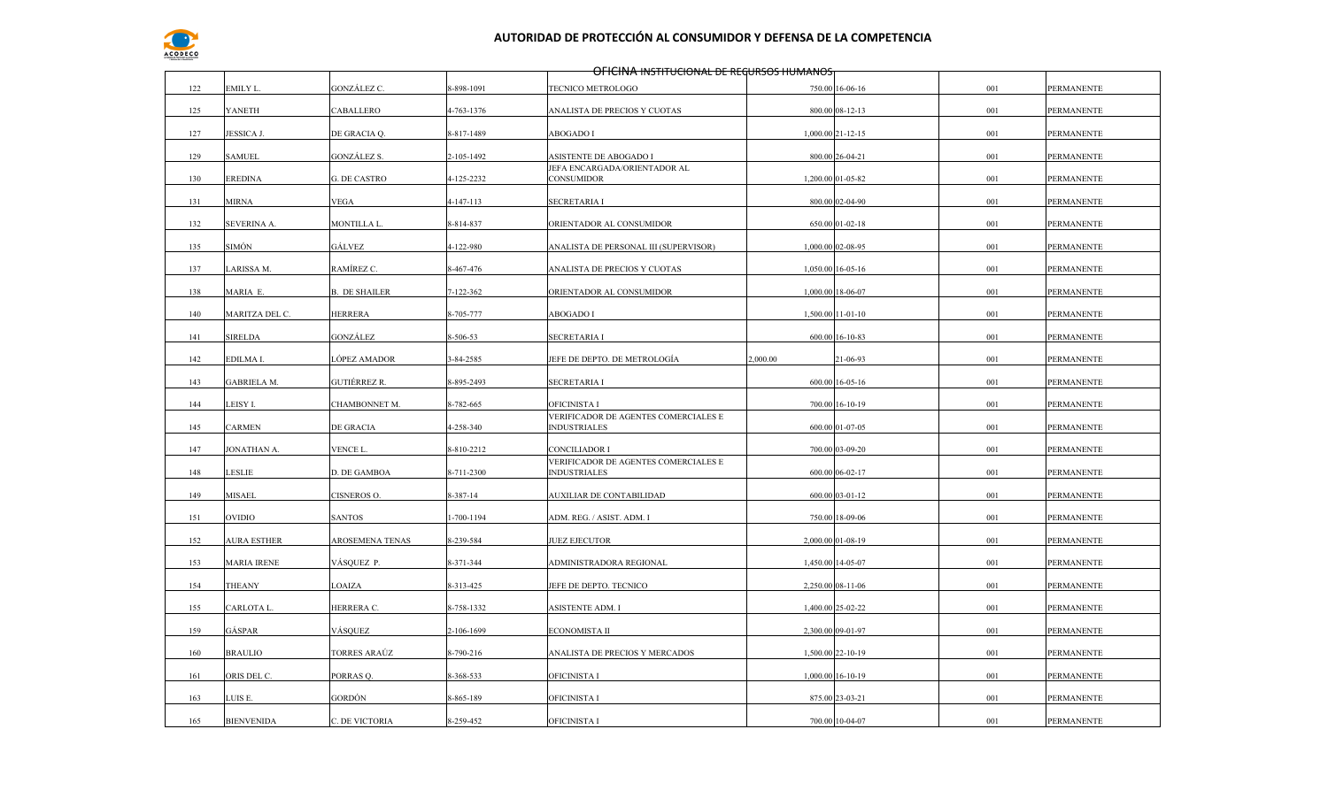# AUTORIDAD DE PROTECCIÓN AL CONSUMIDOR Y DEFENSA DE LA COMPETENCIA

OFICINA INSTITUCIONAL DE RECURSOS HUMANOS

| | | | | | | | | |
|---|---|---|---|---|---|---|---|---|
| 122 | EMILY L. | GONZÁLEZ C. | 8-898-1091 | TECNICO METROLOGO | 750.00 | 16-06-16 | 001 | PERMANENTE |
| 125 | YANETH | CABALLERO | 4-763-1376 | ANALISTA DE PRECIOS Y CUOTAS | 800.00 | 08-12-13 | 001 | PERMANENTE |
| 127 | JESSICA J. | DE GRACIA Q. | 8-817-1489 | ABOGADO I | 1,000.00 | 21-12-15 | 001 | PERMANENTE |
| 129 | SAMUEL | GONZÁLEZ S. | 2-105-1492 | ASISTENTE DE ABOGADO I | 800.00 | 26-04-21 | 001 | PERMANENTE |
| 130 | EREDINA | G. DE CASTRO | 4-125-2232 | JEFA ENCARGADA/ORIENTADOR AL CONSUMIDOR | 1,200.00 | 01-05-82 | 001 | PERMANENTE |
| 131 | MIRNA | VEGA | 4-147-113 | SECRETARIA I | 800.00 | 02-04-90 | 001 | PERMANENTE |
| 132 | SEVERINA A. | MONTILLA L. | 8-814-837 | ORIENTADOR AL CONSUMIDOR | 650.00 | 01-02-18 | 001 | PERMANENTE |
| 135 | SIMÓN | GÁLVEZ | 4-122-980 | ANALISTA DE PERSONAL III (SUPERVISOR) | 1,000.00 | 02-08-95 | 001 | PERMANENTE |
| 137 | LARISSA M. | RAMÍREZ C. | 8-467-476 | ANALISTA DE PRECIOS Y CUOTAS | 1,050.00 | 16-05-16 | 001 | PERMANENTE |
| 138 | MARIA E. | B. DE SHAILER | 7-122-362 | ORIENTADOR AL CONSUMIDOR | 1,000.00 | 18-06-07 | 001 | PERMANENTE |
| 140 | MARITZA DEL C. | HERRERA | 8-705-777 | ABOGADO I | 1,500.00 | 11-01-10 | 001 | PERMANENTE |
| 141 | SIRELDA | GONZÁLEZ | 8-506-53 | SECRETARIA I | 600.00 | 16-10-83 | 001 | PERMANENTE |
| 142 | EDILMA I. | LÓPEZ AMADOR | 3-84-2585 | JEFE DE DEPTO. DE METROLOGÍA | 2,000.00 | 21-06-93 | 001 | PERMANENTE |
| 143 | GABRIELA M. | GUTIÉRREZ R. | 8-895-2493 | SECRETARIA I | 600.00 | 16-05-16 | 001 | PERMANENTE |
| 144 | LEISY I. | CHAMBONNET M. | 8-782-665 | OFICINISTA I | 700.00 | 16-10-19 | 001 | PERMANENTE |
| 145 | CARMEN | DE GRACIA | 4-258-340 | VERIFICADOR DE AGENTES COMERCIALES E INDUSTRIALES | 600.00 | 01-07-05 | 001 | PERMANENTE |
| 147 | JONATHAN A. | VENCE L. | 8-810-2212 | CONCILIADOR I | 700.00 | 03-09-20 | 001 | PERMANENTE |
| 148 | LESLIE | D. DE GAMBOA | 8-711-2300 | VERIFICADOR DE AGENTES COMERCIALES E INDUSTRIALES | 600.00 | 06-02-17 | 001 | PERMANENTE |
| 149 | MISAEL | CISNEROS O. | 8-387-14 | AUXILIAR DE CONTABILIDAD | 600.00 | 03-01-12 | 001 | PERMANENTE |
| 151 | OVIDIO | SANTOS | 1-700-1194 | ADM. REG. / ASIST. ADM. I | 750.00 | 18-09-06 | 001 | PERMANENTE |
| 152 | AURA ESTHER | AROSEMENA TENAS | 8-239-584 | JUEZ EJECUTOR | 2,000.00 | 01-08-19 | 001 | PERMANENTE |
| 153 | MARIA IRENE | VÁSQUEZ P. | 8-371-344 | ADMINISTRADORA REGIONAL | 1,450.00 | 14-05-07 | 001 | PERMANENTE |
| 154 | THEANY | LOAIZA | 8-313-425 | JEFE DE DEPTO. TECNICO | 2,250.00 | 08-11-06 | 001 | PERMANENTE |
| 155 | CARLOTA L. | HERRERA C. | 8-758-1332 | ASISTENTE ADM. I | 1,400.00 | 25-02-22 | 001 | PERMANENTE |
| 159 | GÁSPAR | VÁSQUEZ | 2-106-1699 | ECONOMISTA II | 2,300.00 | 09-01-97 | 001 | PERMANENTE |
| 160 | BRAULIO | TORRES ARAÚZ | 8-790-216 | ANALISTA DE PRECIOS Y MERCADOS | 1,500.00 | 22-10-19 | 001 | PERMANENTE |
| 161 | ORIS DEL C. | PORRAS Q. | 8-368-533 | OFICINISTA I | 1,000.00 | 16-10-19 | 001 | PERMANENTE |
| 163 | LUIS E. | GORDÓN | 8-865-189 | OFICINISTA I | 875.00 | 23-03-21 | 001 | PERMANENTE |
| 165 | BIENVENIDA | C. DE VICTORIA | 8-259-452 | OFICINISTA I | 700.00 | 10-04-07 | 001 | PERMANENTE |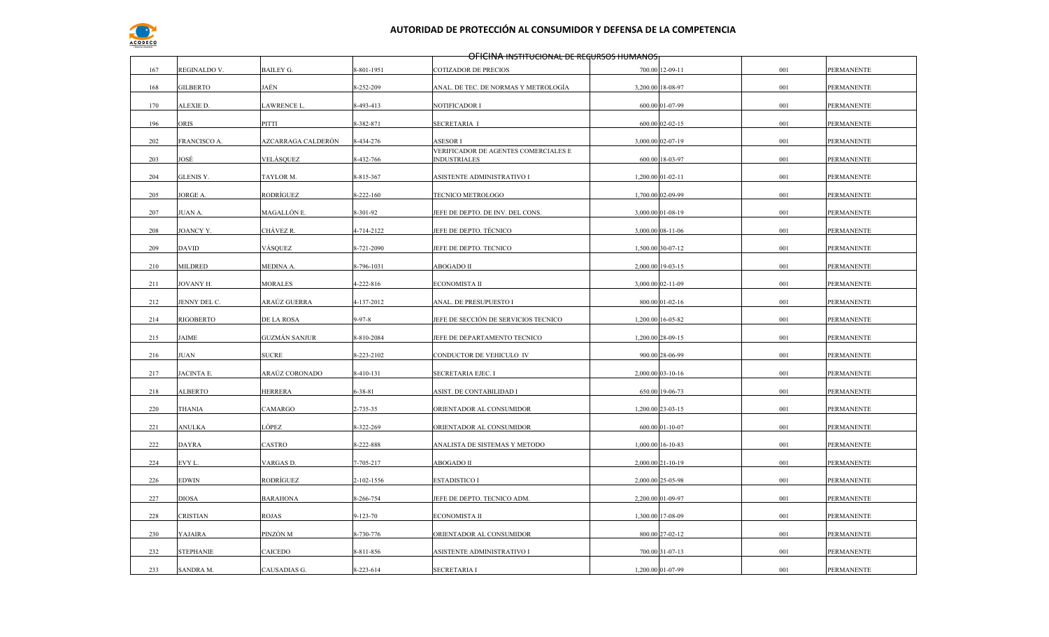# AUTORIDAD DE PROTECCIÓN AL CONSUMIDOR Y DEFENSA DE LA COMPETENCIA

OFICINA INSTITUCIONAL DE RECURSOS HUMANOS

| | | | | | | | | |
|---|---|---|---|---|---|---|---|---|
| 167 | REGINALDO V. | BAILEY G. | 8-801-1951 | COTIZADOR DE PRECIOS | 700.00 | 12-09-11 | 001 | PERMANENTE |
| 168 | GILBERTO | JAÉN | 8-252-209 | ANAL. DE TEC. DE NORMAS Y METROLOGÍA | 3,200.00 | 18-08-97 | 001 | PERMANENTE |
| 170 | ALEXIE D. | LAWRENCE L. | 8-493-413 | NOTIFICADOR I | 600.00 | 01-07-99 | 001 | PERMANENTE |
| 196 | ORIS | PITTI | 8-382-871 | SECRETARIA I | 600.00 | 02-02-15 | 001 | PERMANENTE |
| 202 | FRANCISCO A. | AZCARRAGA CALDERÒN | 8-434-276 | ASESOR I | 3,000.00 | 02-07-19 | 001 | PERMANENTE |
| 203 | JOSÉ | VELÁSQUEZ | 8-432-766 | VERIFICADOR DE AGENTES COMERCIALES E INDUSTRIALES | 600.00 | 18-03-97 | 001 | PERMANENTE |
| 204 | GLENIS Y. | TAYLOR M. | 8-815-367 | ASISTENTE ADMINISTRATIVO I | 1,200.00 | 01-02-11 | 001 | PERMANENTE |
| 205 | JORGE A. | RODRÍGUEZ | 8-222-160 | TECNICO METROLOGO | 1,700.00 | 02-09-99 | 001 | PERMANENTE |
| 207 | JUAN A. | MAGALLÓN E. | 8-301-92 | JEFE DE DEPTO. DE INV. DEL CONS. | 3,000.00 | 01-08-19 | 001 | PERMANENTE |
| 208 | JOANCY Y. | CHÁVEZ R. | 4-714-2122 | JEFE DE DEPTO. TÉCNICO | 3,000.00 | 08-11-06 | 001 | PERMANENTE |
| 209 | DAVID | VÁSQUEZ | 8-721-2090 | JEFE DE DEPTO. TECNICO | 1,500.00 | 30-07-12 | 001 | PERMANENTE |
| 210 | MILDRED | MEDINA A. | 8-796-1031 | ABOGADO II | 2,000.00 | 19-03-15 | 001 | PERMANENTE |
| 211 | JOVANY H. | MORALES | 4-222-816 | ECONOMISTA II | 3,000.00 | 02-11-09 | 001 | PERMANENTE |
| 212 | JENNY DEL C. | ARAÚZ GUERRA | 4-137-2012 | ANAL. DE PRESUPUESTO I | 800.00 | 01-02-16 | 001 | PERMANENTE |
| 214 | RIGOBERTO | DE LA ROSA | 9-97-8 | JEFE DE SECCIÓN DE SERVICIOS TECNICO | 1,200.00 | 16-05-82 | 001 | PERMANENTE |
| 215 | JAIME | GUZMÁN SANJUR | 8-810-2084 | JEFE DE DEPARTAMENTO TECNICO | 1,200.00 | 28-09-15 | 001 | PERMANENTE |
| 216 | JUAN | SUCRE | 8-223-2102 | CONDUCTOR DE VEHICULO IV | 900.00 | 28-06-99 | 001 | PERMANENTE |
| 217 | JACINTA E. | ARAÚZ CORONADO | 8-410-131 | SECRETARIA EJEC. I | 2,000.00 | 03-10-16 | 001 | PERMANENTE |
| 218 | ALBERTO | HERRERA | 6-38-81 | ASIST. DE CONTABILIDAD I | 650.00 | 19-06-73 | 001 | PERMANENTE |
| 220 | THANIA | CAMARGO | 2-735-35 | ORIENTADOR AL CONSUMIDOR | 1,200.00 | 23-03-15 | 001 | PERMANENTE |
| 221 | ANULKA | LÓPEZ | 8-322-269 | ORIENTADOR AL CONSUMIDOR | 600.00 | 01-10-07 | 001 | PERMANENTE |
| 222 | DAYRA | CASTRO | 8-222-888 | ANALISTA DE SISTEMAS Y METODO | 1,000.00 | 16-10-83 | 001 | PERMANENTE |
| 224 | EVY L. | VARGAS D. | 7-705-217 | ABOGADO II | 2,000.00 | 21-10-19 | 001 | PERMANENTE |
| 226 | EDWIN | RODRÍGUEZ | 2-102-1556 | ESTADISTICO I | 2,000.00 | 25-05-98 | 001 | PERMANENTE |
| 227 | DIOSA | BARAHONA | 8-266-754 | JEFE DE DEPTO. TECNICO ADM. | 2,200.00 | 01-09-97 | 001 | PERMANENTE |
| 228 | CRISTIAN | ROJAS | 9-123-70 | ECONOMISTA II | 1,300.00 | 17-08-09 | 001 | PERMANENTE |
| 230 | YAJAIRA | PINZÓN M | 8-730-776 | ORIENTADOR AL CONSUMIDOR | 800.00 | 27-02-12 | 001 | PERMANENTE |
| 232 | STEPHANIE | CAICEDO | 8-811-856 | ASISTENTE ADMINISTRATIVO I | 700.00 | 31-07-13 | 001 | PERMANENTE |
| 233 | SANDRA M. | CAUSADIAS G. | 8-223-614 | SECRETARIA I | 1,200.00 | 01-07-99 | 001 | PERMANENTE |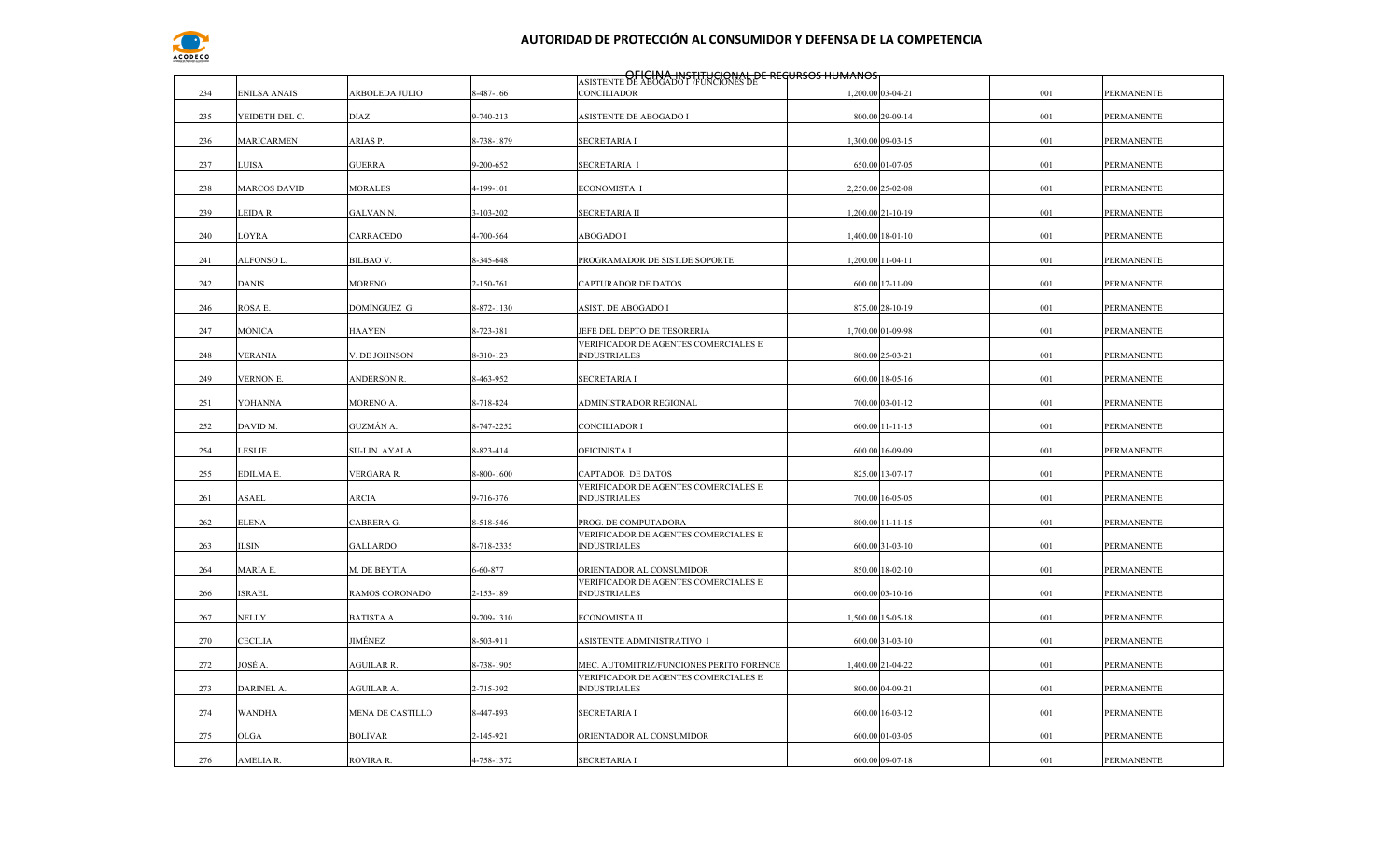| | | | | | | | | |
|---|---|---|---|---|---|---|---|---|
| 234 | ENILSA ANAIS | ARBOLEDA JULIO | 8-487-166 | ASISTENTE DE ABOGADO I /FUNCIONES DE CONCILIADOR | 1,200.00 | 03-04-21 | 001 | PERMANENTE |
| 235 | YEIDETH DEL C. | DÍAZ | 9-740-213 | ASISTENTE DE ABOGADO I | 800.00 | 29-09-14 | 001 | PERMANENTE |
| 236 | MARICARMEN | ARIAS P. | 8-738-1879 | SECRETARIA I | 1,300.00 | 09-03-15 | 001 | PERMANENTE |
| 237 | LUISA | GUERRA | 9-200-652 | SECRETARIA I | 650.00 | 01-07-05 | 001 | PERMANENTE |
| 238 | MARCOS DAVID | MORALES | 4-199-101 | ECONOMISTA I | 2,250.00 | 25-02-08 | 001 | PERMANENTE |
| 239 | LEIDA R. | GALVAN N. | 3-103-202 | SECRETARIA II | 1,200.00 | 21-10-19 | 001 | PERMANENTE |
| 240 | LOYRA | CARRACEDO | 4-700-564 | ABOGADO I | 1,400.00 | 18-01-10 | 001 | PERMANENTE |
| 241 | ALFONSO L. | BILBAO V. | 8-345-648 | PROGRAMADOR DE SIST.DE SOPORTE | 1,200.00 | 11-04-11 | 001 | PERMANENTE |
| 242 | DANIS | MORENO | 2-150-761 | CAPTURADOR DE DATOS | 600.00 | 17-11-09 | 001 | PERMANENTE |
| 246 | ROSA E. | DOMÍNGUEZ G. | 8-872-1130 | ASIST. DE ABOGADO I | 875.00 | 28-10-19 | 001 | PERMANENTE |
| 247 | MÓNICA | HAAYEN | 8-723-381 | JEFE DEL DEPTO DE TESORERIA | 1,700.00 | 01-09-98 | 001 | PERMANENTE |
| 248 | VERANIA | V. DE JOHNSON | 8-310-123 | VERIFICADOR DE AGENTES COMERCIALES E INDUSTRIALES | 800.00 | 25-03-21 | 001 | PERMANENTE |
| 249 | VERNON E. | ANDERSON R. | 8-463-952 | SECRETARIA I | 600.00 | 18-05-16 | 001 | PERMANENTE |
| 251 | YOHANNA | MORENO A. | 8-718-824 | ADMINISTRADOR REGIONAL | 700.00 | 03-01-12 | 001 | PERMANENTE |
| 252 | DAVID M. | GUZMÁN A. | 8-747-2252 | CONCILIADOR I | 600.00 | 11-11-15 | 001 | PERMANENTE |
| 254 | LESLIE | SU-LIN AYALA | 8-823-414 | OFICINISTA I | 600.00 | 16-09-09 | 001 | PERMANENTE |
| 255 | EDILMA E. | VERGARA R. | 8-800-1600 | CAPTADOR DE DATOS | 825.00 | 13-07-17 | 001 | PERMANENTE |
| 261 | ASAEL | ARCIA | 9-716-376 | VERIFICADOR DE AGENTES COMERCIALES E INDUSTRIALES | 700.00 | 16-05-05 | 001 | PERMANENTE |
| 262 | ELENA | CABRERA G. | 8-518-546 | PROG. DE COMPUTADORA | 800.00 | 11-11-15 | 001 | PERMANENTE |
| 263 | ILSIN | GALLARDO | 8-718-2335 | VERIFICADOR DE AGENTES COMERCIALES E INDUSTRIALES | 600.00 | 31-03-10 | 001 | PERMANENTE |
| 264 | MARIA E. | M. DE BEYTIA | 6-60-877 | ORIENTADOR AL CONSUMIDOR | 850.00 | 18-02-10 | 001 | PERMANENTE |
| 266 | ISRAEL | RAMOS CORONADO | 2-153-189 | VERIFICADOR DE AGENTES COMERCIALES E INDUSTRIALES | 600.00 | 03-10-16 | 001 | PERMANENTE |
| 267 | NELLY | BATISTA A. | 9-709-1310 | ECONOMISTA II | 1,500.00 | 15-05-18 | 001 | PERMANENTE |
| 270 | CECILIA | JIMÉNEZ | 8-503-911 | ASISTENTE ADMINISTRATIVO I | 600.00 | 31-03-10 | 001 | PERMANENTE |
| 272 | JOSÉ A. | AGUILAR R. | 8-738-1905 | MEC. AUTOMITRIZ/FUNCIONES PERITO FORENCE | 1,400.00 | 21-04-22 | 001 | PERMANENTE |
| 273 | DARINEL A. | AGUILAR A. | 2-715-392 | VERIFICADOR DE AGENTES COMERCIALES E INDUSTRIALES | 800.00 | 04-09-21 | 001 | PERMANENTE |
| 274 | WANDHA | MENA DE CASTILLO | 8-447-893 | SECRETARIA I | 600.00 | 16-03-12 | 001 | PERMANENTE |
| 275 | OLGA | BOLÍVAR | 2-145-921 | ORIENTADOR AL CONSUMIDOR | 600.00 | 01-03-05 | 001 | PERMANENTE |
| 276 | AMELIA R. | ROVIRA R. | 4-758-1372 | SECRETARIA I | 600.00 | 09-07-18 | 001 | PERMANENTE |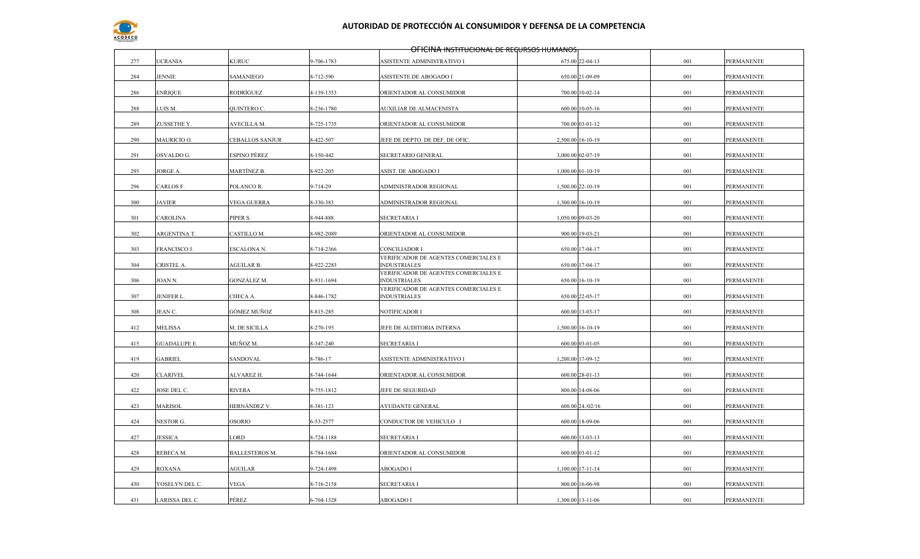# AUTORIDAD DE PROTECCIÓN AL CONSUMIDOR Y DEFENSA DE LA COMPETENCIA

OFICINA INSTITUCIONAL DE RECURSOS HUMANOS

| | | | | | | | | |
|---|---|---|---|---|---|---|---|---|
| 277 | UCRANIA | KURUC | 9-706-1783 | ASISTENTE ADMINISTRATIVO I | 675.00 | 22-04-13 | 001 | PERMANENTE |
| 284 | JENNIE | SAMANIEGO | 8-712-590 | ASISTENTE DE ABOGADO I | 650.00 | 21-09-09 | 001 | PERMANENTE |
| 286 | ENRIQUE | RODRÍGUEZ | 4-139-1353 | ORIENTADOR AL CONSUMIDOR | 700.00 | 10-02-14 | 001 | PERMANENTE |
| 288 | LUIS M. | QUINTERO C. | 8-236-1780 | AUXILIAR DE ALMACENISTA | 600.00 | 10-05-16 | 001 | PERMANENTE |
| 289 | ZUSSETHE Y. | AVECILLA M. | 8-725-1735 | ORIENTADOR AL CONSUMIDOR | 700.00 | 03-01-12 | 001 | PERMANENTE |
| 290 | MAURICIO O. | CEBALLOS SANJUR | 8-422-507 | JEFE DE DEPTO. DE DEF. DE OFIC. | 2,500.00 | 16-10-19 | 001 | PERMANENTE |
| 291 | OSVALDO G. | ESPINO PÉREZ | 8-150-442 | SECRETARIO GENERAL | 3,000.00 | 02-07-19 | 001 | PERMANENTE |
| 295 | JORGE A. | MARTÍNEZ B. | 8-922-205 | ASIST. DE ABOGADO I | 1,000.00 | 01-10-19 | 001 | PERMANENTE |
| 296 | CARLOS F. | POLANCO R. | 9-714-29 | ADMINISTRADOR REGIONAL | 1,500.00 | 22-10-19 | 001 | PERMANENTE |
| 300 | JAVIER | VEGA GUERRA | 8-330-383 | ADMINISTRADOR REGIONAL | 1,300.00 | 16-10-19 | 001 | PERMANENTE |
| 301 | CAROLINA | PIPER S. | 8-944-888 | SECRETARIA I | 1,050.00 | 09-03-20 | 001 | PERMANENTE |
| 302 | ARGENTINA T. | CASTILLO M. | 8-982-2089 | ORIENTADOR AL CONSUMIDOR | 900.00 | 19-03-21 | 001 | PERMANENTE |
| 303 | FRANCISCO J. | ESCALONA N. | 8-714-2366 | CONCILIADOR I | 650.00 | 17-04-17 | 001 | PERMANENTE |
| 304 | CRISTEL A. | AGUILAR B. | 8-922-2283 | VERIFICADOR DE AGENTES COMERCIALES E INDUSTRIALES | 650.00 | 17-04-17 | 001 | PERMANENTE |
| 306 | JOAN N. | GONZÁLEZ M. | 8-931-1694 | VERIFICADOR DE AGENTES COMERCIALES E INDUSTRIALES | 650.00 | 16-10-19 | 001 | PERMANENTE |
| 307 | JENIFER L. | CHECA A. | 8-846-1782 | VERIFICADOR DE AGENTES COMERCIALES E INDUSTRIALES | 650.00 | 22-05-17 | 001 | PERMANENTE |
| 308 | JEAN C. | GÓMEZ MUÑOZ | 8-815-285 | NOTIFICADOR I | 600.00 | 13-03-17 | 001 | PERMANENTE |
| 412 | MELISSA | M. DE SICILLA | 8-270-195 | JEFE DE AUDITORIA INTERNA | 1,500.00 | 16-10-19 | 001 | PERMANENTE |
| 415 | GUADALUPE E. | MUÑOZ M. | 8-347-240 | SECRETARIA I | 600.00 | 03-01-05 | 001 | PERMANENTE |
| 419 | GABRIEL | SANDOVAL | 8-786-17 | ASISTENTE ADMINISTRATIVO I | 1,200.00 | 17-09-12 | 001 | PERMANENTE |
| 420 | CLARIVEL | ALVAREZ H. | 8-744-1644 | ORIENTADOR AL CONSUMIDOR | 600.00 | 28-01-13 | 001 | PERMANENTE |
| 422 | JOSE DEL C. | RIVERA | 9-755-1812 | JEFE DE SEGURIDAD | 800.00 | 14-08-06 | 001 | PERMANENTE |
| 423 | MARISOL | HERNÁNDEZ V. | 8-381-123 | AYUDANTE GENERAL | 600.00 | 24./02/16 | 001 | PERMANENTE |
| 424 | NESTOR G. | OSORIO | 6-53-2577 | CONDUCTOR DE VEHICULO I | 600.00 | 18-09-06 | 001 | PERMANENTE |
| 427 | JESSICA | LORD | 8-724-1188 | SECRETARIA I | 600.00 | 13-03-13 | 001 | PERMANENTE |
| 428 | REBECA M. | BALLESTEROS M. | 8-784-1684 | ORIENTADOR AL CONSUMIDOR | 600.00 | 03-01-12 | 001 | PERMANENTE |
| 429 | ROXANA | AGUILAR | 9-724-1498 | ABOGADO I | 1,100.00 | 17-11-14 | 001 | PERMANENTE |
| 430 | YOSELYN DEL C. | VEGA | 8-716-2158 | SECRETARIA I | 800.00 | 16-06-98 | 001 | PERMANENTE |
| 431 | LARISSA DEL C. | PÉREZ | 6-704-1328 | ABOGADO I | 1,300.00 | 13-11-06 | 001 | PERMANENTE |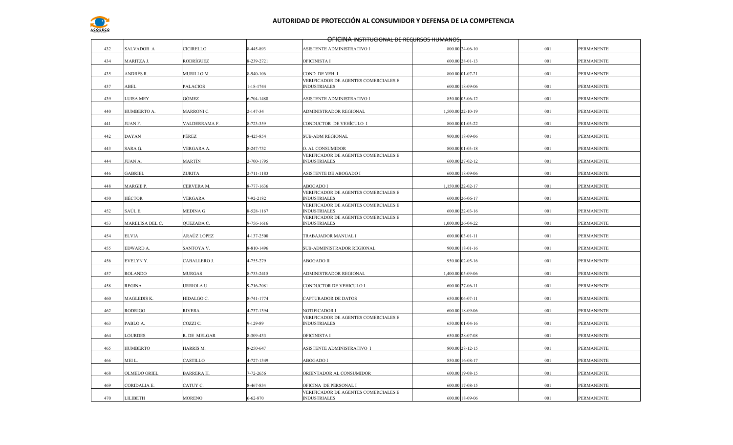# AUTORIDAD DE PROTECCIÓN AL CONSUMIDOR Y DEFENSA DE LA COMPETENCIA

## OFICINA INSTITUCIONAL DE RECURSOS HUMANOS

| | | | | | | | | |
|---|---|---|---|---|---|---|---|---|
| 432 | SALVADOR A | CICIRELLO | 8-445-893 | ASISTENTE ADMINISTRATIVO I | 800.00 | 24-06-10 | 001 | PERMANENTE |
| 434 | MARITZA J. | RODRÍGUEZ | 8-239-2721 | OFICINISTA I | 600.00 | 28-01-13 | 001 | PERMANENTE |
| 435 | ANDRÉS R. | MURILLO M. | 8-940-106 | COND. DE VEH. I | 800.00 | 01-07-21 | 001 | PERMANENTE |
| 437 | ABEL | PALACIOS | 1-18-1744 | VERIFICADOR DE AGENTES COMERCIALES E INDUSTRIALES | 600.00 | 18-09-06 | 001 | PERMANENTE |
| 439 | LUISA MEY | GÓMEZ | 6-704-1488 | ASISTENTE ADMINISTRATIVO I | 850.00 | 05-06-12 | 001 | PERMANENTE |
| 440 | HUMBERTO A. | MARRONI C. | 2-147-34 | ADMINISTRADOR REGIONAL | 1,500.00 | 22-10-19 | 001 | PERMANENTE |
| 441 | JUAN F. | VALDERRAMA F. | 8-723-359 | CONDUCTOR DE VEHÍCULO I | 800.00 | 01-03-22 | 001 | PERMANENTE |
| 442 | DAYAN | PÉREZ | 8-425-854 | SUB-ADM REGIONAL | 900.00 | 18-09-06 | 001 | PERMANENTE |
| 443 | SARA G. | VERGARA A. | 8-247-732 | O. AL CONSUMIDOR | 800.00 | 01-03-18 | 001 | PERMANENTE |
| 444 | JUAN A. | MARTÍN | 2-700-1795 | VERIFICADOR DE AGENTES COMERCIALES E INDUSTRIALES | 600.00 | 27-02-12 | 001 | PERMANENTE |
| 446 | GABRIEL | ZURITA | 2-711-1183 | ASISTENTE DE ABOGADO I | 600.00 | 18-09-06 | 001 | PERMANENTE |
| 448 | MARGIE P. | CERVERA M. | 8-777-1636 | ABOGADO I | 1,150.00 | 22-02-17 | 001 | PERMANENTE |
| 450 | HÉCTOR | VERGARA | 7-92-2182 | VERIFICADOR DE AGENTES COMERCIALES E INDUSTRIALES | 600.00 | 26-06-17 | 001 | PERMANENTE |
| 452 | SAÚL E. | MEDINA G. | 8-528-1167 | VERIFICADOR DE AGENTES COMERCIALES E INDUSTRIALES | 600.00 | 22-03-16 | 001 | PERMANENTE |
| 453 | MARELISA DEL C. | QUEZADA C. | 9-756-1616 | VERIFICADOR DE AGENTES COMERCIALES E INDUSTRIALES | 1,000.00 | 26-04-22 | 001 | PERMANENTE |
| 454 | ELVIA | ARAÚZ LÓPEZ | 4-137-2500 | TRABAJADOR MANUAL I | 600.00 | 03-01-11 | 001 | PERMANENTE |
| 455 | EDWARD A. | SANTOYA V. | 8-810-1496 | SUB-ADMINISTRADOR REGIONAL | 900.00 | 18-01-16 | 001 | PERMANENTE |
| 456 | EVELYN Y. | CABALLERO J. | 4-755-279 | ABOGADO II | 950.00 | 02-05-16 | 001 | PERMANENTE |
| 457 | ROLANDO | MURGAS | 8-733-2415 | ADMINISTRADOR REGIONAL | 1,400.00 | 05-09-06 | 001 | PERMANENTE |
| 458 | REGINA | URRIOLA U. | 9-716-2081 | CONDUCTOR DE VEHICULO I | 600.00 | 27-06-11 | 001 | PERMANENTE |
| 460 | MAGLEDIS K. | HIDALGO C. | 8-741-1774 | CAPTURADOR DE DATOS | 650.00 | 04-07-11 | 001 | PERMANENTE |
| 462 | RODRIGO | RIVERA | 4-737-1394 | NOTIFICADOR I | 600.00 | 18-09-06 | 001 | PERMANENTE |
| 463 | PABLO A. | COZZI C. | 9-129-89 | VERIFICADOR DE AGENTES COMERCIALES E INDUSTRIALES | 650.00 | 01-04-16 | 001 | PERMANENTE |
| 464 | LOURDES | R. DE MELGAR | 8-309-433 | OFICINISTA I | 650.00 | 28-07-08 | 001 | PERMANENTE |
| 465 | HUMBERTO | HARRIS M. | 8-250-647 | ASISTENTE ADMINISTRATIVO I | 800.00 | 28-12-15 | 001 | PERMANENTE |
| 466 | MEI L. | CASTILLO | 4-727-1349 | ABOGADO I | 850.00 | 16-08-17 | 001 | PERMANENTE |
| 468 | OLMEDO ORIEL | BARRERA H. | 7-72-2656 | ORIENTADOR AL CONSUMIDOR | 600.00 | 19-08-15 | 001 | PERMANENTE |
| 469 | CORIDALIA E. | CATUY C. | 8-467-834 | OFICINA DE PERSONAL I | 600.00 | 17-08-15 | 001 | PERMANENTE |
| 470 | LILIBETH | MORENO | 6-62-870 | VERIFICADOR DE AGENTES COMERCIALES E INDUSTRIALES | 600.00 | 18-09-06 | 001 | PERMANENTE |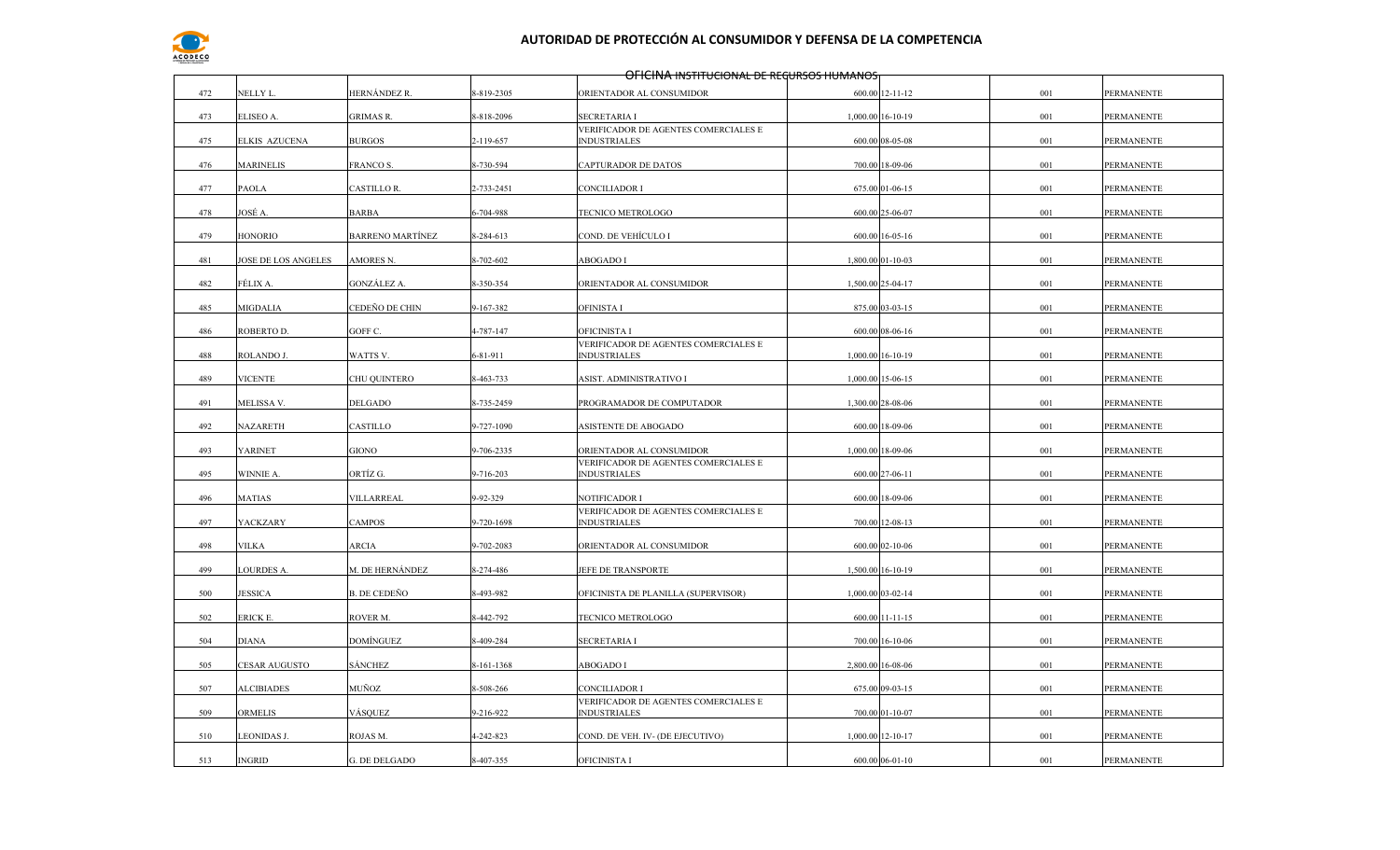# AUTORIDAD DE PROTECCIÓN AL CONSUMIDOR Y DEFENSA DE LA COMPETENCIA

OFICINA INSTITUCIONAL DE RECURSOS HUMANOS

| | | | | | | | | |
|---|---|---|---|---|---|---|---|---|
| 472 | NELLY L. | HERNÁNDEZ R. | 8-819-2305 | ORIENTADOR AL CONSUMIDOR | 600.00 | 12-11-12 | 001 | PERMANENTE |
| 473 | ELISEO A. | GRIMAS R. | 8-818-2096 | SECRETARIA I | 1,000.00 | 16-10-19 | 001 | PERMANENTE |
| 475 | ELKIS AZUCENA | BURGOS | 2-119-657 | VERIFICADOR DE AGENTES COMERCIALES E INDUSTRIALES | 600.00 | 08-05-08 | 001 | PERMANENTE |
| 476 | MARINELIS | FRANCO S. | 8-730-594 | CAPTURADOR DE DATOS | 700.00 | 18-09-06 | 001 | PERMANENTE |
| 477 | PAOLA | CASTILLO R. | 2-733-2451 | CONCILIADOR I | 675.00 | 01-06-15 | 001 | PERMANENTE |
| 478 | JOSÉ A. | BARBA | 6-704-988 | TECNICO METROLOGO | 600.00 | 25-06-07 | 001 | PERMANENTE |
| 479 | HONORIO | BARRENO MARTÍNEZ | 8-284-613 | COND. DE VEHÍCULO I | 600.00 | 16-05-16 | 001 | PERMANENTE |
| 481 | JOSE DE LOS ANGELES | AMORES N. | 8-702-602 | ABOGADO I | 1,800.00 | 01-10-03 | 001 | PERMANENTE |
| 482 | FÉLIX A. | GONZÁLEZ A. | 8-350-354 | ORIENTADOR AL CONSUMIDOR | 1,500.00 | 25-04-17 | 001 | PERMANENTE |
| 485 | MIGDALIA | CEDEÑO DE CHIN | 9-167-382 | OFINISTA I | 875.00 | 03-03-15 | 001 | PERMANENTE |
| 486 | ROBERTO D. | GOFF C. | 4-787-147 | OFICINISTA I | 600.00 | 08-06-16 | 001 | PERMANENTE |
| 488 | ROLANDO J. | WATTS V. | 6-81-911 | VERIFICADOR DE AGENTES COMERCIALES E INDUSTRIALES | 1,000.00 | 16-10-19 | 001 | PERMANENTE |
| 489 | VICENTE | CHU QUINTERO | 8-463-733 | ASIST. ADMINISTRATIVO I | 1,000.00 | 15-06-15 | 001 | PERMANENTE |
| 491 | MELISSA V. | DELGADO | 8-735-2459 | PROGRAMADOR DE COMPUTADOR | 1,300.00 | 28-08-06 | 001 | PERMANENTE |
| 492 | NAZARETH | CASTILLO | 9-727-1090 | ASISTENTE DE ABOGADO | 600.00 | 18-09-06 | 001 | PERMANENTE |
| 493 | YARINET | GIONO | 9-706-2335 | ORIENTADOR AL CONSUMIDOR | 1,000.00 | 18-09-06 | 001 | PERMANENTE |
| 495 | WINNIE A. | ORTÍZ G. | 9-716-203 | VERIFICADOR DE AGENTES COMERCIALES E INDUSTRIALES | 600.00 | 27-06-11 | 001 | PERMANENTE |
| 496 | MATIAS | VILLARREAL | 9-92-329 | NOTIFICADOR I | 600.00 | 18-09-06 | 001 | PERMANENTE |
| 497 | YACKZARY | CAMPOS | 9-720-1698 | VERIFICADOR DE AGENTES COMERCIALES E INDUSTRIALES | 700.00 | 12-08-13 | 001 | PERMANENTE |
| 498 | VILKA | ARCIA | 9-702-2083 | ORIENTADOR AL CONSUMIDOR | 600.00 | 02-10-06 | 001 | PERMANENTE |
| 499 | LOURDES A. | M. DE HERNÁNDEZ | 8-274-486 | JEFE DE TRANSPORTE | 1,500.00 | 16-10-19 | 001 | PERMANENTE |
| 500 | JESSICA | B. DE CEDEÑO | 8-493-982 | OFICINISTA DE PLANILLA (SUPERVISOR) | 1,000.00 | 03-02-14 | 001 | PERMANENTE |
| 502 | ERICK E. | ROVER M. | 8-442-792 | TECNICO METROLOGO | 600.00 | 11-11-15 | 001 | PERMANENTE |
| 504 | DIANA | DOMÍNGUEZ | 8-409-284 | SECRETARIA I | 700.00 | 16-10-06 | 001 | PERMANENTE |
| 505 | CESAR AUGUSTO | SÁNCHEZ | 8-161-1368 | ABOGADO I | 2,800.00 | 16-08-06 | 001 | PERMANENTE |
| 507 | ALCIBIADES | MUÑOZ | 8-508-266 | CONCILIADOR I | 675.00 | 09-03-15 | 001 | PERMANENTE |
| 509 | ORMELIS | VÁSQUEZ | 9-216-922 | VERIFICADOR DE AGENTES COMERCIALES E INDUSTRIALES | 700.00 | 01-10-07 | 001 | PERMANENTE |
| 510 | LEONIDAS J. | ROJAS M. | 4-242-823 | COND. DE VEH. IV- (DE EJECUTIVO) | 1,000.00 | 12-10-17 | 001 | PERMANENTE |
| 513 | INGRID | G. DE DELGADO | 8-407-355 | OFICINISTA I | 600.00 | 06-01-10 | 001 | PERMANENTE |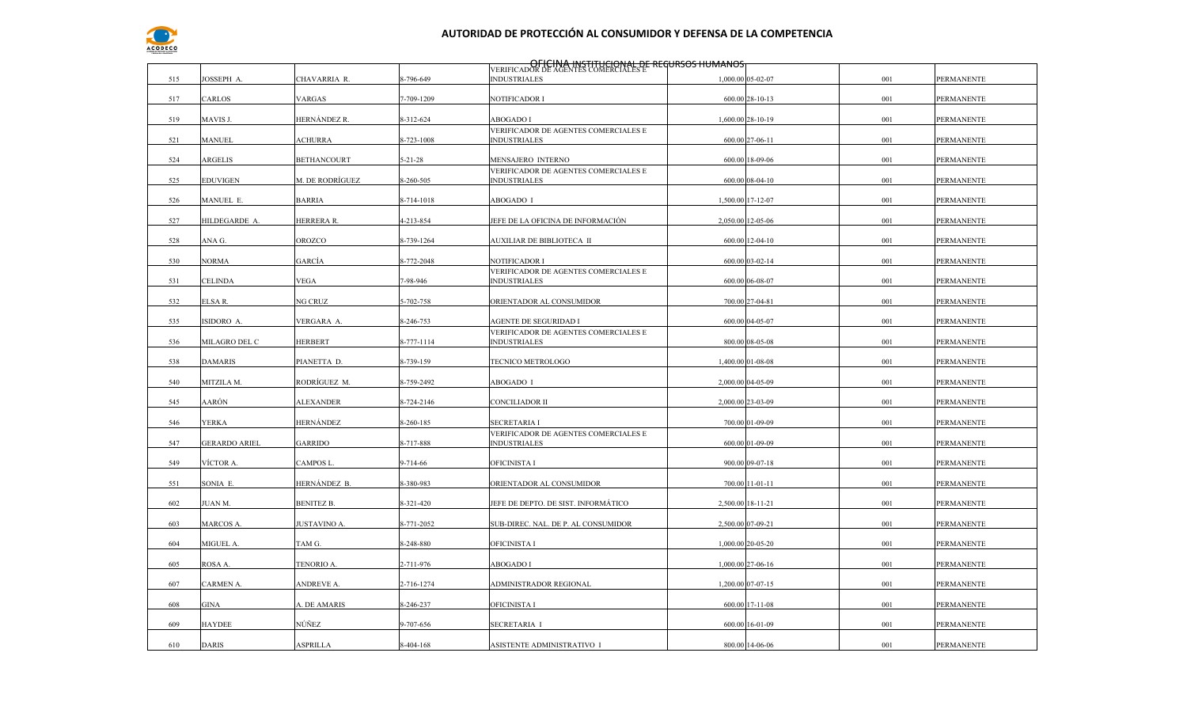# AUTORIDAD DE PROTECCIÓN AL CONSUMIDOR Y DEFENSA DE LA COMPETENCIA

## OFICINA INSTITUCIONAL DE RECURSOS HUMANOS

| | | | | | | | | |
|---|---|---|---|---|---|---|---|---|
| 515 | JOSSEPH A. | CHAVARRIA R. | 8-796-649 | VERIFICADOR DE AGENTES COMERCIALES E INDUSTRIALES | 1,000.00 | 05-02-07 | 001 | PERMANENTE |
| 517 | CARLOS | VARGAS | 7-709-1209 | NOTIFICADOR I | 600.00 | 28-10-13 | 001 | PERMANENTE |
| 519 | MAVIS J. | HERNÁNDEZ R. | 8-312-624 | ABOGADO I | 1,600.00 | 28-10-19 | 001 | PERMANENTE |
| 521 | MANUEL | ACHURRA | 8-723-1008 | VERIFICADOR DE AGENTES COMERCIALES E INDUSTRIALES | 600.00 | 27-06-11 | 001 | PERMANENTE |
| 524 | ARGELIS | BETHANCOURT | 5-21-28 | MENSAJERO INTERNO | 600.00 | 18-09-06 | 001 | PERMANENTE |
| 525 | EDUVIGEN | M. DE RODRÍGUEZ | 8-260-505 | VERIFICADOR DE AGENTES COMERCIALES E INDUSTRIALES | 600.00 | 08-04-10 | 001 | PERMANENTE |
| 526 | MANUEL E. | BARRIA | 8-714-1018 | ABOGADO I | 1,500.00 | 17-12-07 | 001 | PERMANENTE |
| 527 | HILDEGARDE A. | HERRERA R. | 4-213-854 | JEFE DE LA OFICINA DE INFORMACIÓN | 2,050.00 | 12-05-06 | 001 | PERMANENTE |
| 528 | ANA G. | OROZCO | 8-739-1264 | AUXILIAR DE BIBLIOTECA II | 600.00 | 12-04-10 | 001 | PERMANENTE |
| 530 | NORMA | GARCÍA | 8-772-2048 | NOTIFICADOR I | 600.00 | 03-02-14 | 001 | PERMANENTE |
| 531 | CELINDA | VEGA | 7-98-946 | VERIFICADOR DE AGENTES COMERCIALES E INDUSTRIALES | 600.00 | 06-08-07 | 001 | PERMANENTE |
| 532 | ELSA R. | NG CRUZ | 5-702-758 | ORIENTADOR AL CONSUMIDOR | 700.00 | 27-04-81 | 001 | PERMANENTE |
| 535 | ISIDORO A. | VERGARA A. | 8-246-753 | AGENTE DE SEGURIDAD I | 600.00 | 04-05-07 | 001 | PERMANENTE |
| 536 | MILAGRO DEL C | HERBERT | 8-777-1114 | VERIFICADOR DE AGENTES COMERCIALES E INDUSTRIALES | 800.00 | 08-05-08 | 001 | PERMANENTE |
| 538 | DAMARIS | PIANETTA D. | 8-739-159 | TECNICO METROLOGO | 1,400.00 | 01-08-08 | 001 | PERMANENTE |
| 540 | MITZILA M. | RODRÍGUEZ M. | 8-759-2492 | ABOGADO I | 2,000.00 | 04-05-09 | 001 | PERMANENTE |
| 545 | AARÓN | ALEXANDER | 8-724-2146 | CONCILIADOR II | 2,000.00 | 23-03-09 | 001 | PERMANENTE |
| 546 | YERKA | HERNÁNDEZ | 8-260-185 | SECRETARIA I | 700.00 | 01-09-09 | 001 | PERMANENTE |
| 547 | GERARDO ARIEL | GARRIDO | 8-717-888 | VERIFICADOR DE AGENTES COMERCIALES E INDUSTRIALES | 600.00 | 01-09-09 | 001 | PERMANENTE |
| 549 | VÍCTOR A. | CAMPOS L. | 9-714-66 | OFICINISTA I | 900.00 | 09-07-18 | 001 | PERMANENTE |
| 551 | SONIA E. | HERNÁNDEZ B. | 8-380-983 | ORIENTADOR AL CONSUMIDOR | 700.00 | 11-01-11 | 001 | PERMANENTE |
| 602 | JUAN M. | BENITEZ B. | 8-321-420 | JEFE DE DEPTO. DE SIST. INFORMÁTICO | 2,500.00 | 18-11-21 | 001 | PERMANENTE |
| 603 | MARCOS A. | JUSTAVINO A. | 8-771-2052 | SUB-DIREC. NAL. DE P. AL CONSUMIDOR | 2,500.00 | 07-09-21 | 001 | PERMANENTE |
| 604 | MIGUEL A. | TAM G. | 8-248-880 | OFICINISTA I | 1,000.00 | 20-05-20 | 001 | PERMANENTE |
| 605 | ROSA A. | TENORIO A. | 2-711-976 | ABOGADO I | 1,000.00 | 27-06-16 | 001 | PERMANENTE |
| 607 | CARMEN A. | ANDREVE A. | 2-716-1274 | ADMINISTRADOR REGIONAL | 1,200.00 | 07-07-15 | 001 | PERMANENTE |
| 608 | GINA | A. DE AMARIS | 8-246-237 | OFICINISTA I | 600.00 | 17-11-08 | 001 | PERMANENTE |
| 609 | HAYDEE | NÚÑEZ | 9-707-656 | SECRETARIA I | 600.00 | 16-01-09 | 001 | PERMANENTE |
| 610 | DARIS | ASPRILLA | 8-404-168 | ASISTENTE ADMINISTRATIVO I | 800.00 | 14-06-06 | 001 | PERMANENTE |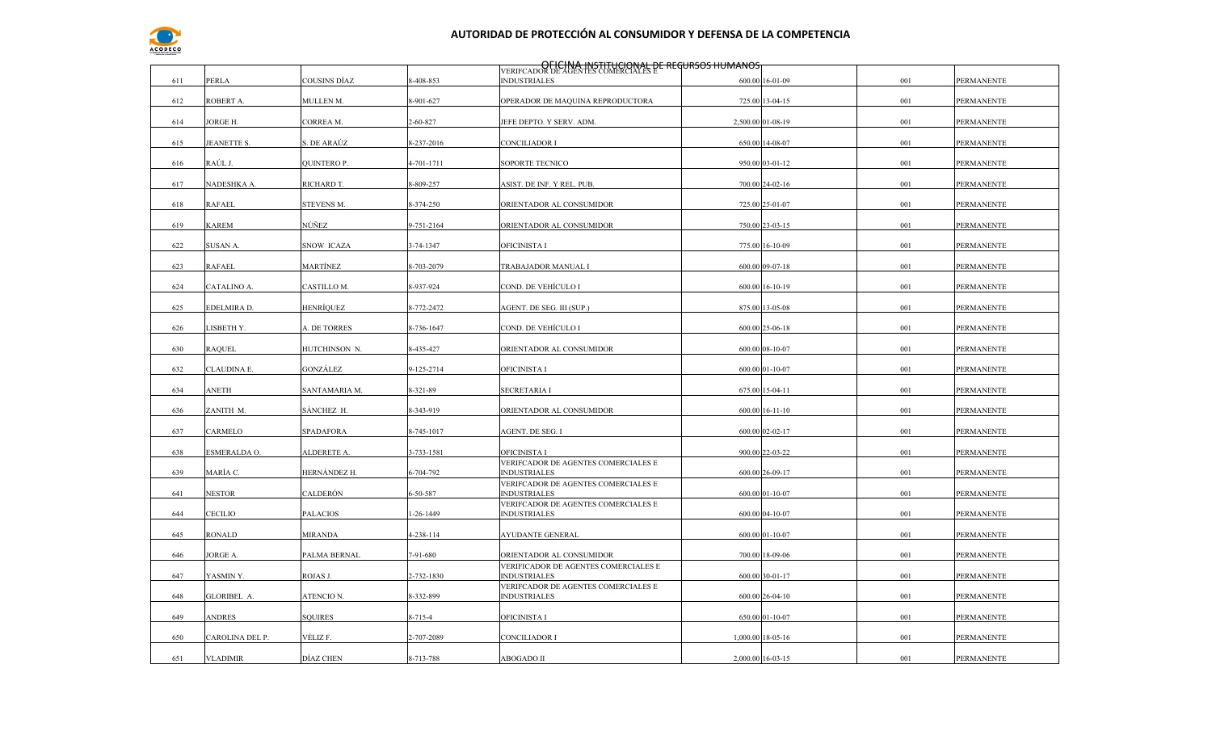# AUTORIDAD DE PROTECCIÓN AL CONSUMIDOR Y DEFENSA DE LA COMPETENCIA

## OFICINA INSTITUCIONAL DE RECURSOS HUMANOS

| | | | | | | | | |
|---|---|---|---|---|---|---|---|---|
| 611 | PERLA | COUSINS DÍAZ | 8-408-853 | VERIFCADOR DE AGENTES COMERCIALES E INDUSTRIALES | 600.00 | 16-01-09 | 001 | PERMANENTE |
| 612 | ROBERT A. | MULLEN M. | 8-901-627 | OPERADOR DE MAQUINA REPRODUCTORA | 725.00 | 13-04-15 | 001 | PERMANENTE |
| 614 | JORGE H. | CORREA M. | 2-60-827 | JEFE DEPTO. Y SERV. ADM. | 2,500.00 | 01-08-19 | 001 | PERMANENTE |
| 615 | JEANETTE S. | S. DE ARAÚZ | 8-237-2016 | CONCILIADOR I | 650.00 | 14-08-07 | 001 | PERMANENTE |
| 616 | RAÚL J. | QUINTERO P. | 4-701-1711 | SOPORTE TECNICO | 950.00 | 03-01-12 | 001 | PERMANENTE |
| 617 | NADESHKA A. | RICHARD T. | 8-809-257 | ASIST. DE INF. Y REL. PUB. | 700.00 | 24-02-16 | 001 | PERMANENTE |
| 618 | RAFAEL | STEVENS M. | 8-374-250 | ORIENTADOR AL CONSUMIDOR | 725.00 | 25-01-07 | 001 | PERMANENTE |
| 619 | KAREM | NÚÑEZ | 9-751-2164 | ORIENTADOR AL CONSUMIDOR | 750.00 | 23-03-15 | 001 | PERMANENTE |
| 622 | SUSAN A. | SNOW ICAZA | 3-74-1347 | OFICINISTA I | 775.00 | 16-10-09 | 001 | PERMANENTE |
| 623 | RAFAEL | MARTÍNEZ | 8-703-2079 | TRABAJADOR MANUAL I | 600.00 | 09-07-18 | 001 | PERMANENTE |
| 624 | CATALINO A. | CASTILLO M. | 8-937-924 | COND. DE VEHÍCULO I | 600.00 | 16-10-19 | 001 | PERMANENTE |
| 625 | EDELMIRA D. | HENRÍQUEZ | 8-772-2472 | AGENT. DE SEG. III (SUP.) | 875.00 | 13-05-08 | 001 | PERMANENTE |
| 626 | LISBETH Y. | A. DE TORRES | 8-736-1647 | COND. DE VEHÍCULO I | 600.00 | 25-06-18 | 001 | PERMANENTE |
| 630 | RAQUEL | HUTCHINSON N. | 8-435-427 | ORIENTADOR AL CONSUMIDOR | 600.00 | 08-10-07 | 001 | PERMANENTE |
| 632 | CLAUDINA E. | GONZÁLEZ | 9-125-2714 | OFICINISTA I | 600.00 | 01-10-07 | 001 | PERMANENTE |
| 634 | ANETH | SANTAMARIA M. | 8-321-89 | SECRETARIA I | 675.00 | 15-04-11 | 001 | PERMANENTE |
| 636 | ZANITH M. | SÁNCHEZ H. | 8-343-919 | ORIENTADOR AL CONSUMIDOR | 600.00 | 16-11-10 | 001 | PERMANENTE |
| 637 | CARMELO | SPADAFORA | 8-745-1017 | AGENT. DE SEG. I | 600.00 | 02-02-17 | 001 | PERMANENTE |
| 638 | ESMERALDA O. | ALDERETE A. | 3-733-1581 | OFICINISTA I | 900.00 | 22-03-22 | 001 | PERMANENTE |
| 639 | MARÍA C. | HERNÁNDEZ H. | 6-704-792 | VERIFCADOR DE AGENTES COMERCIALES E INDUSTRIALES | 600.00 | 26-09-17 | 001 | PERMANENTE |
| 641 | NESTOR | CALDERÓN | 6-50-587 | VERIFCADOR DE AGENTES COMERCIALES E INDUSTRIALES | 600.00 | 01-10-07 | 001 | PERMANENTE |
| 644 | CECILIO | PALACIOS | 1-26-1449 | VERIFCADOR DE AGENTES COMERCIALES E INDUSTRIALES | 600.00 | 04-10-07 | 001 | PERMANENTE |
| 645 | RONALD | MIRANDA | 4-238-114 | AYUDANTE GENERAL | 600.00 | 01-10-07 | 001 | PERMANENTE |
| 646 | JORGE A. | PALMA BERNAL | 7-91-680 | ORIENTADOR AL CONSUMIDOR | 700.00 | 18-09-06 | 001 | PERMANENTE |
| 647 | YASMIN Y. | ROJAS J. | 2-732-1830 | VERIFICADOR DE AGENTES COMERCIALES E INDUSTRIALES | 600.00 | 30-01-17 | 001 | PERMANENTE |
| 648 | GLORIBEL A. | ATENCIO N. | 8-332-899 | VERIFCADOR DE AGENTES COMERCIALES E INDUSTRIALES | 600.00 | 26-04-10 | 001 | PERMANENTE |
| 649 | ANDRES | SQUIRES | 8-715-4 | OFICINISTA I | 650.00 | 01-10-07 | 001 | PERMANENTE |
| 650 | CAROLINA DEL P. | VÉLIZ F. | 2-707-2089 | CONCILIADOR I | 1,000.00 | 18-05-16 | 001 | PERMANENTE |
| 651 | VLADIMIR | DÍAZ CHEN | 8-713-788 | ABOGADO II | 2,000.00 | 16-03-15 | 001 | PERMANENTE |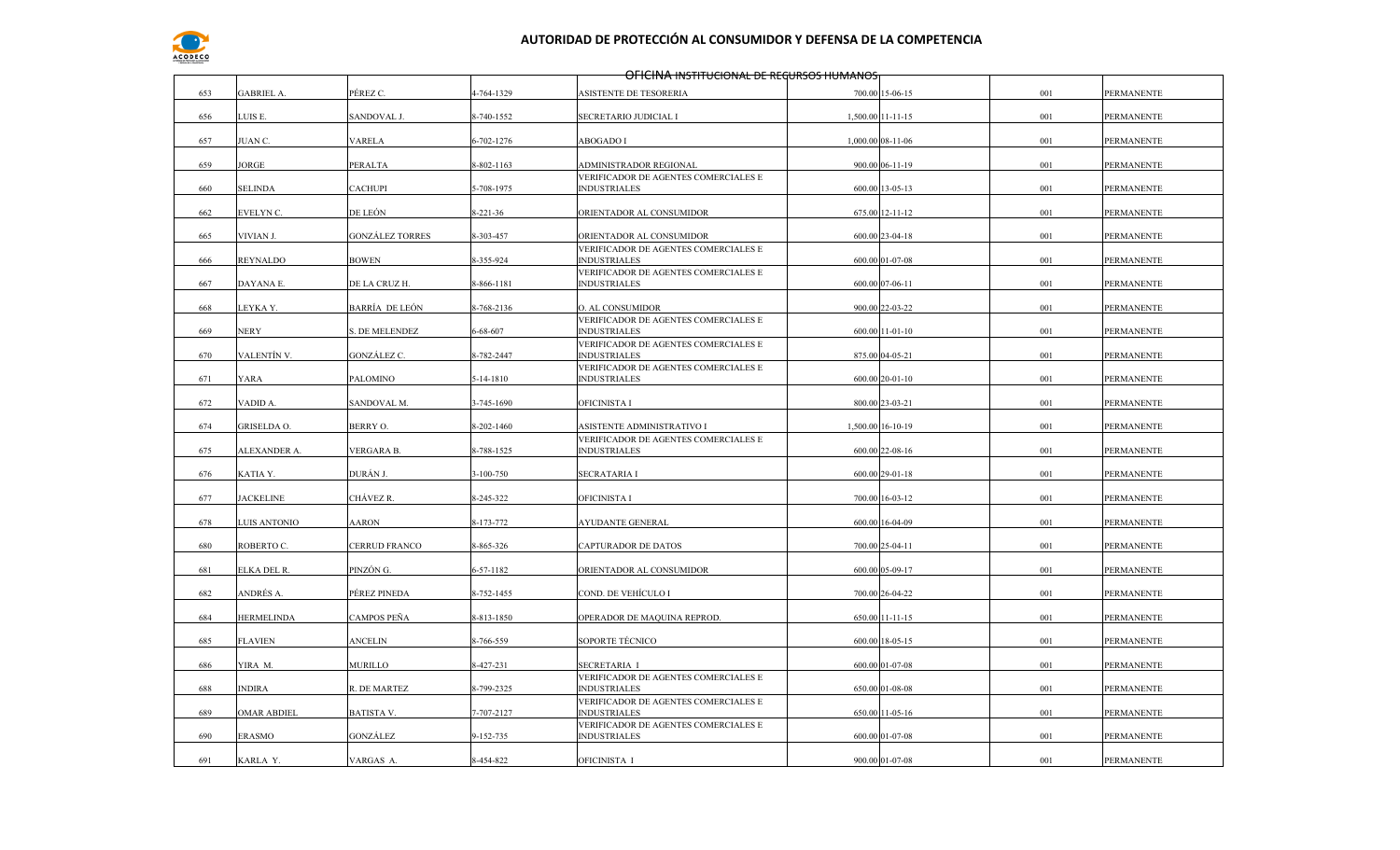## AUTORIDAD DE PROTECCIÓN AL CONSUMIDOR Y DEFENSA DE LA COMPETENCIA

### OFICINA INSTITUCIONAL DE RECURSOS HUMANOS

| | | | | | | | | |
|---|---|---|---|---|---|---|---|---|
| 653 | GABRIEL A. | PÉREZ C. | 4-764-1329 | ASISTENTE DE TESORERIA | 700.00 | 15-06-15 | 001 | PERMANENTE |
| 656 | LUIS E. | SANDOVAL J. | 8-740-1552 | SECRETARIO JUDICIAL I | 1,500.00 | 11-11-15 | 001 | PERMANENTE |
| 657 | JUAN C. | VARELA | 6-702-1276 | ABOGADO I | 1,000.00 | 08-11-06 | 001 | PERMANENTE |
| 659 | JORGE | PERALTA | 8-802-1163 | ADMINISTRADOR REGIONAL | 900.00 | 06-11-19 | 001 | PERMANENTE |
| 660 | SELINDA | CACHUPI | 5-708-1975 | VERIFICADOR DE AGENTES COMERCIALES E INDUSTRIALES | 600.00 | 13-05-13 | 001 | PERMANENTE |
| 662 | EVELYN C. | DE LEÓN | 8-221-36 | ORIENTADOR AL CONSUMIDOR | 675.00 | 12-11-12 | 001 | PERMANENTE |
| 665 | VIVIAN J. | GONZÁLEZ TORRES | 8-303-457 | ORIENTADOR AL CONSUMIDOR | 600.00 | 23-04-18 | 001 | PERMANENTE |
| 666 | REYNALDO | BOWEN | 8-355-924 | VERIFICADOR DE AGENTES COMERCIALES E INDUSTRIALES | 600.00 | 01-07-08 | 001 | PERMANENTE |
| 667 | DAYANA E. | DE LA CRUZ H. | 8-866-1181 | VERIFICADOR DE AGENTES COMERCIALES E INDUSTRIALES | 600.00 | 07-06-11 | 001 | PERMANENTE |
| 668 | LEYKA Y. | BARRÍA DE LEÓN | 8-768-2136 | O. AL CONSUMIDOR | 900.00 | 22-03-22 | 001 | PERMANENTE |
| 669 | NERY | S. DE MELENDEZ | 6-68-607 | VERIFICADOR DE AGENTES COMERCIALES E INDUSTRIALES | 600.00 | 11-01-10 | 001 | PERMANENTE |
| 670 | VALENTÍN V. | GONZÁLEZ C. | 8-782-2447 | VERIFICADOR DE AGENTES COMERCIALES E INDUSTRIALES | 875.00 | 04-05-21 | 001 | PERMANENTE |
| 671 | YARA | PALOMINO | 5-14-1810 | VERIFICADOR DE AGENTES COMERCIALES E INDUSTRIALES | 600.00 | 20-01-10 | 001 | PERMANENTE |
| 672 | VADID A. | SANDOVAL M. | 3-745-1690 | OFICINISTA I | 800.00 | 23-03-21 | 001 | PERMANENTE |
| 674 | GRISELDA O. | BERRY O. | 8-202-1460 | ASISTENTE ADMINISTRATIVO I | 1,500.00 | 16-10-19 | 001 | PERMANENTE |
| 675 | ALEXANDER A. | VERGARA B. | 8-788-1525 | VERIFICADOR DE AGENTES COMERCIALES E INDUSTRIALES | 600.00 | 22-08-16 | 001 | PERMANENTE |
| 676 | KATIA Y. | DURÁN J. | 3-100-750 | SECRATARIA I | 600.00 | 29-01-18 | 001 | PERMANENTE |
| 677 | JACKELINE | CHÁVEZ R. | 8-245-322 | OFICINISTA I | 700.00 | 16-03-12 | 001 | PERMANENTE |
| 678 | LUIS ANTONIO | AARON | 8-173-772 | AYUDANTE GENERAL | 600.00 | 16-04-09 | 001 | PERMANENTE |
| 680 | ROBERTO C. | CERRUD FRANCO | 8-865-326 | CAPTURADOR DE DATOS | 700.00 | 25-04-11 | 001 | PERMANENTE |
| 681 | ELKA DEL R. | PINZÓN G. | 6-57-1182 | ORIENTADOR AL CONSUMIDOR | 600.00 | 05-09-17 | 001 | PERMANENTE |
| 682 | ANDRÉS A. | PÉREZ PINEDA | 8-752-1455 | COND. DE VEHÍCULO I | 700.00 | 26-04-22 | 001 | PERMANENTE |
| 684 | HERMELINDA | CAMPOS PEÑA | 8-813-1850 | OPERADOR DE MAQUINA REPROD. | 650.00 | 11-11-15 | 001 | PERMANENTE |
| 685 | FLAVIEN | ANCELIN | 8-766-559 | SOPORTE TÉCNICO | 600.00 | 18-05-15 | 001 | PERMANENTE |
| 686 | YIRA M. | MURILLO | 8-427-231 | SECRETARIA I | 600.00 | 01-07-08 | 001 | PERMANENTE |
| 688 | INDIRA | R. DE MARTEZ | 8-799-2325 | VERIFICADOR DE AGENTES COMERCIALES E INDUSTRIALES | 650.00 | 01-08-08 | 001 | PERMANENTE |
| 689 | OMAR ABDIEL | BATISTA V. | 7-707-2127 | VERIFICADOR DE AGENTES COMERCIALES E INDUSTRIALES | 650.00 | 11-05-16 | 001 | PERMANENTE |
| 690 | ERASMO | GONZÁLEZ | 9-152-735 | VERIFICADOR DE AGENTES COMERCIALES E INDUSTRIALES | 600.00 | 01-07-08 | 001 | PERMANENTE |
| 691 | KARLA Y. | VARGAS A. | 8-454-822 | OFICINISTA I | 900.00 | 01-07-08 | 001 | PERMANENTE |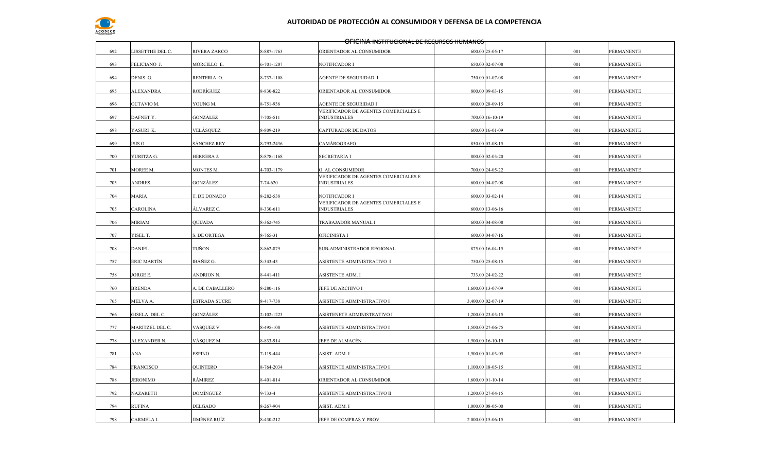## AUTORIDAD DE PROTECCIÓN AL CONSUMIDOR Y DEFENSA DE LA COMPETENCIA

OFICINA INSTITUCIONAL DE RECURSOS HUMANOS

| | | | | | | | | |
|---|---|---|---|---|---|---|---|---|
| 692 | LISSETTHE DEL C. | RIVERA ZARCO | 8-887-1763 | ORIENTADOR AL CONSUMIDOR | 600.00 | 25-05-17 | 001 | PERMANENTE |
| 693 | FELICIANO J. | MORCILLO E. | 6-701-1207 | NOTIFICADOR I | 650.00 | 02-07-08 | 001 | PERMANENTE |
| 694 | DENIS G. | RENTERIA O. | 8-737-1108 | AGENTE DE SEGURIDAD I | 750.00 | 01-07-08 | 001 | PERMANENTE |
| 695 | ALEXANDRA | RODRÍGUEZ | 8-830-822 | ORIENTADOR AL CONSUMIDOR | 800.00 | 09-03-15 | 001 | PERMANENTE |
| 696 | OCTAVIO M. | YOUNG M. | 8-751-938 | AGENTE DE SEGURIDAD I | 600.00 | 28-09-15 | 001 | PERMANENTE |
| 697 | DAFNET Y. | GONZÁLEZ | 7-705-511 | VERIFICADOR DE AGENTES COMERCIALES E INDUSTRIALES | 700.00 | 16-10-19 | 001 | PERMANENTE |
| 698 | YASURI K. | VELÁSQUEZ | 8-809-219 | CAPTURADOR DE DATOS | 600.00 | 16-01-09 | 001 | PERMANENTE |
| 699 | ISIS O. | SÁNCHEZ REY | 8-793-2436 | CAMARÓGRAFO | 850.00 | 03-08-15 | 001 | PERMANENTE |
| 700 | YURITZA G. | HERRERA J. | 8-878-1168 | SECRETARIA I | 800.00 | 02-03-20 | 001 | PERMANENTE |
| 701 | MOREE M. | MONTES M. | 4-703-1179 | O. AL CONSUMIDOR | 700.00 | 24-05-22 | 001 | PERMANENTE |
| 703 | ANDRES | GONZÁLEZ | 7-74-620 | VERIFICADOR DE AGENTES COMERCIALES E INDUSTRIALES | 600.00 | 04-07-08 | 001 | PERMANENTE |
| 704 | MARIA | T. DE DONADO | 8-282-538 | NOTIFICADOR I | 600.00 | 03-02-14 | 001 | PERMANENTE |
| 705 | CAROLINA | ÁLVAREZ C. | 8-330-611 | VERIFICADOR DE AGENTES COMERCIALES E INDUSTRIALES | 600.00 | 13-06-16 | 001 | PERMANENTE |
| 706 | MIRIAM | QUIJADA | 8-362-745 | TRABAJADOR MANUAL I | 600.00 | 04-08-08 | 001 | PERMANENTE |
| 707 | YISEL T. | S. DE ORTEGA | 8-765-31 | OFICINISTA I | 600.00 | 04-07-16 | 001 | PERMANENTE |
| 708 | DANIEL | TUÑON | 8-862-879 | SUB-ADMINISTRADOR REGIONAL | 875.00 | 16-04-15 | 001 | PERMANENTE |
| 757 | ERIC MARTÍN | IBÁÑEZ G. | 8-343-43 | ASISTENTE ADMINISTRATIVO I | 750.00 | 25-08-15 | 001 | PERMANENTE |
| 758 | JORGE E. | ANDRION N. | 8-441-411 | ASISTENTE ADM. I | 733.00 | 24-02-22 | 001 | PERMANENTE |
| 760 | BRENDA | A. DE CABALLERO | 8-280-116 | JEFE DE ARCHIVO I | 1,600.00 | 13-07-09 | 001 | PERMANENTE |
| 765 | MELVA A. | ESTRADA SUCRE | 8-417-738 | ASISTENTE ADMINISTRATIVO I | 3,400.00 | 02-07-19 | 001 | PERMANENTE |
| 766 | GISELA DEL C. | GONZÁLEZ | 2-102-1223 | ASISTENETE ADMINISTRATIVO I | 1,200.00 | 23-03-15 | 001 | PERMANENTE |
| 777 | MARITZEL DEL C. | VÁSQUEZ V. | 8-495-108 | ASISTENTE ADMINISTRATIVO I | 1,500.00 | 27-06-75 | 001 | PERMANENTE |
| 778 | ALEXANDER N. | VÁSQUEZ M. | 8-833-914 | JEFE DE ALMACÉN | 1,500.00 | 16-10-19 | 001 | PERMANENTE |
| 781 | ANA | ESPINO | 7-119-444 | ASIST. ADM. I | 1,500.00 | 01-03-05 | 001 | PERMANENTE |
| 784 | FRANCISCO | QUINTERO | 8-764-2034 | ASISTENTE ADMINISTRATIVO I | 1,100.00 | 18-05-15 | 001 | PERMANENTE |
| 788 | JERONIMO | RÁMIREZ | 8-401-814 | ORIENTADOR AL CONSUMIDOR | 1,600.00 | 01-10-14 | 001 | PERMANENTE |
| 792 | NAZARETH | DOMÍNGUEZ | 9-733-4 | ASISTENTE ADMINISTRATIVO II | 1,200.00 | 27-04-15 | 001 | PERMANENTE |
| 794 | RUFINA | DELGADO | 8-267-904 | ASIST. ADM. I | 1,000.00 | 08-05-00 | 001 | PERMANENTE |
| 798 | CARMELA I. | JIMÉNEZ RUÍZ | 8-430-212 | JEFE DE COMPRAS Y PROV. | 2,000.00 | 15-06-15 | 001 | PERMANENTE |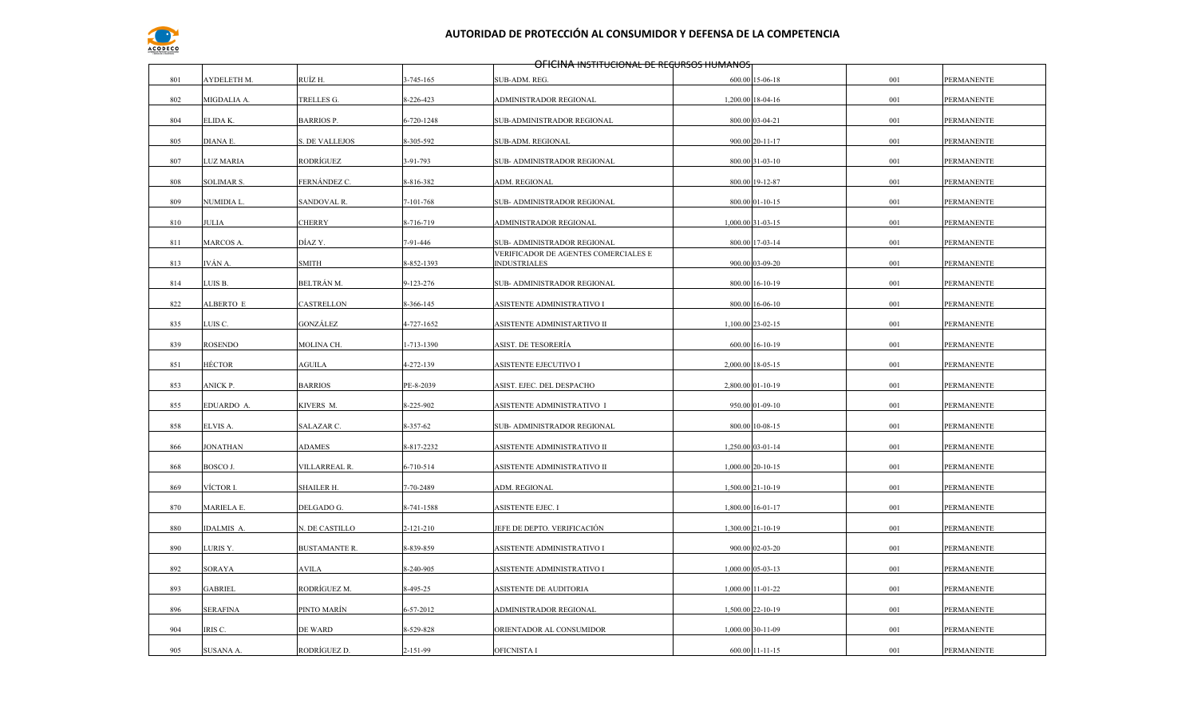# AUTORIDAD DE PROTECCIÓN AL CONSUMIDOR Y DEFENSA DE LA COMPETENCIA

OFICINA INSTITUCIONAL DE RECURSOS HUMANOS

| | | | | | | | | |
|---|---|---|---|---|---|---|---|---|
| 801 | AYDELETH M. | RUÍZ H. | 3-745-165 | SUB-ADM. REG. | 600.00 | 15-06-18 | 001 | PERMANENTE |
| 802 | MIGDALIA A. | TRELLES G. | 8-226-423 | ADMINISTRADOR REGIONAL | 1,200.00 | 18-04-16 | 001 | PERMANENTE |
| 804 | ELIDA K. | BARRIOS P. | 6-720-1248 | SUB-ADMINISTRADOR REGIONAL | 800.00 | 03-04-21 | 001 | PERMANENTE |
| 805 | DIANA E. | S. DE VALLEJOS | 8-305-592 | SUB-ADM. REGIONAL | 900.00 | 20-11-17 | 001 | PERMANENTE |
| 807 | LUZ MARIA | RODRÍGUEZ | 3-91-793 | SUB- ADMINISTRADOR REGIONAL | 800.00 | 31-03-10 | 001 | PERMANENTE |
| 808 | SOLIMAR S. | FERNÁNDEZ C. | 8-816-382 | ADM. REGIONAL | 800.00 | 19-12-87 | 001 | PERMANENTE |
| 809 | NUMIDIA L. | SANDOVAL R. | 7-101-768 | SUB- ADMINISTRADOR REGIONAL | 800.00 | 01-10-15 | 001 | PERMANENTE |
| 810 | JULIA | CHERRY | 8-716-719 | ADMINISTRADOR REGIONAL | 1,000.00 | 31-03-15 | 001 | PERMANENTE |
| 811 | MARCOS A. | DÍAZ Y. | 7-91-446 | SUB- ADMINISTRADOR REGIONAL | 800.00 | 17-03-14 | 001 | PERMANENTE |
| 813 | IVÁN A. | SMITH | 8-852-1393 | VERIFICADOR DE AGENTES COMERCIALES E INDUSTRIALES | 900.00 | 03-09-20 | 001 | PERMANENTE |
| 814 | LUIS B. | BELTRÁN M. | 9-123-276 | SUB- ADMINISTRADOR REGIONAL | 800.00 | 16-10-19 | 001 | PERMANENTE |
| 822 | ALBERTO E | CASTRELLON | 8-366-145 | ASISTENTE ADMINISTRATIVO I | 800.00 | 16-06-10 | 001 | PERMANENTE |
| 835 | LUIS C. | GONZÁLEZ | 4-727-1652 | ASISTENTE ADMINISTARTIVO II | 1,100.00 | 23-02-15 | 001 | PERMANENTE |
| 839 | ROSENDO | MOLINA CH. | 1-713-1390 | ASIST. DE TESORERÍA | 600.00 | 16-10-19 | 001 | PERMANENTE |
| 851 | HÉCTOR | AGUILA | 4-272-139 | ASISTENTE EJECUTIVO I | 2,000.00 | 18-05-15 | 001 | PERMANENTE |
| 853 | ANICK P. | BARRIOS | PE-8-2039 | ASIST. EJEC. DEL DESPACHO | 2,800.00 | 01-10-19 | 001 | PERMANENTE |
| 855 | EDUARDO A. | KIVERS M. | 8-225-902 | ASISTENTE ADMINISTRATIVO I | 950.00 | 01-09-10 | 001 | PERMANENTE |
| 858 | ELVIS A. | SALAZAR C. | 8-357-62 | SUB- ADMINISTRADOR REGIONAL | 800.00 | 10-08-15 | 001 | PERMANENTE |
| 866 | JONATHAN | ADAMES | 8-817-2232 | ASISTENTE ADMINISTRATIVO II | 1,250.00 | 03-01-14 | 001 | PERMANENTE |
| 868 | BOSCO J. | VILLARREAL R. | 6-710-514 | ASISTENTE ADMINISTRATIVO II | 1,000.00 | 20-10-15 | 001 | PERMANENTE |
| 869 | VÍCTOR I. | SHAILER H. | 7-70-2489 | ADM. REGIONAL | 1,500.00 | 21-10-19 | 001 | PERMANENTE |
| 870 | MARIELA E. | DELGADO G. | 8-741-1588 | ASISTENTE EJEC. I | 1,800.00 | 16-01-17 | 001 | PERMANENTE |
| 880 | IDALMIS A. | N. DE CASTILLO | 2-121-210 | JEFE DE DEPTO. VERIFICACIÓN | 1,300.00 | 21-10-19 | 001 | PERMANENTE |
| 890 | LURIS Y. | BUSTAMANTE R. | 8-839-859 | ASISTENTE ADMINISTRATIVO I | 900.00 | 02-03-20 | 001 | PERMANENTE |
| 892 | SORAYA | AVILA | 8-240-905 | ASISTENTE ADMINISTRATIVO I | 1,000.00 | 05-03-13 | 001 | PERMANENTE |
| 893 | GABRIEL | RODRÍGUEZ M. | 8-495-25 | ASISTENTE DE AUDITORIA | 1,000.00 | 11-01-22 | 001 | PERMANENTE |
| 896 | SERAFINA | PINTO MARÍN | 6-57-2012 | ADMINISTRADOR REGIONAL | 1,500.00 | 22-10-19 | 001 | PERMANENTE |
| 904 | IRIS C. | DE WARD | 8-529-828 | ORIENTADOR AL CONSUMIDOR | 1,000.00 | 30-11-09 | 001 | PERMANENTE |
| 905 | SUSANA A. | RODRÍGUEZ D. | 2-151-99 | OFICNISTA I | 600.00 | 11-11-15 | 001 | PERMANENTE |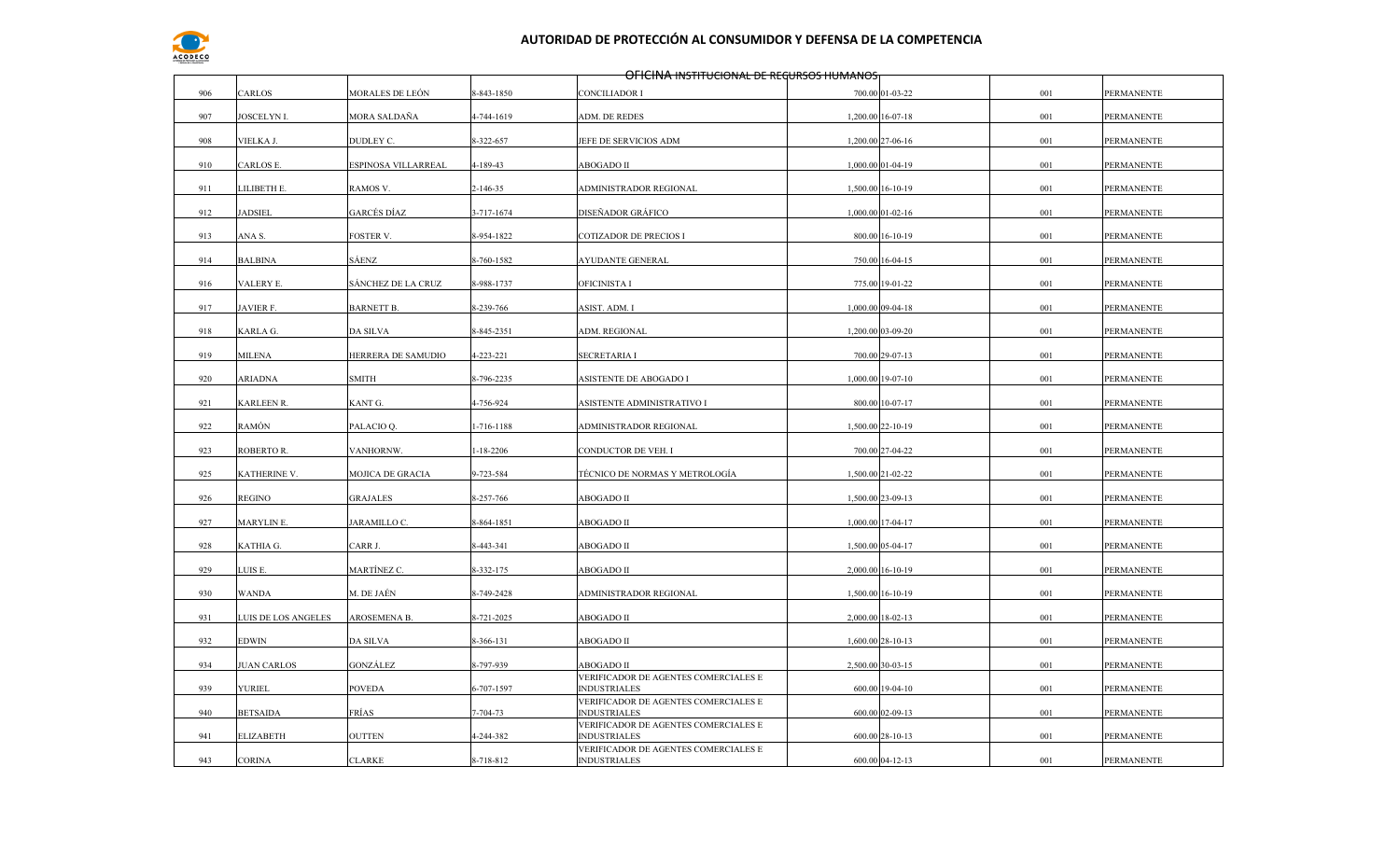# AUTORIDAD DE PROTECCIÓN AL CONSUMIDOR Y DEFENSA DE LA COMPETENCIA

OFICINA INSTITUCIONAL DE RECURSOS HUMANOS

| | | | | | | | | |
|---|---|---|---|---|---|---|---|---|
| 906 | CARLOS | MORALES DE LEÓN | 8-843-1850 | CONCILIADOR I | 700.00 | 01-03-22 | 001 | PERMANENTE |
| 907 | JOSCELYN I. | MORA SALDAÑA | 4-744-1619 | ADM. DE REDES | 1,200.00 | 16-07-18 | 001 | PERMANENTE |
| 908 | VIELKA J. | DUDLEY C. | 8-322-657 | JEFE DE SERVICIOS ADM | 1,200.00 | 27-06-16 | 001 | PERMANENTE |
| 910 | CARLOS E. | ESPINOSA VILLARREAL | 4-189-43 | ABOGADO II | 1,000.00 | 01-04-19 | 001 | PERMANENTE |
| 911 | LILIBETH E. | RAMOS V. | 2-146-35 | ADMINISTRADOR REGIONAL | 1,500.00 | 16-10-19 | 001 | PERMANENTE |
| 912 | JADSIEL | GARCÉS DÍAZ | 3-717-1674 | DISEÑADOR GRÁFICO | 1,000.00 | 01-02-16 | 001 | PERMANENTE |
| 913 | ANA S. | FOSTER V. | 8-954-1822 | COTIZADOR DE PRECIOS I | 800.00 | 16-10-19 | 001 | PERMANENTE |
| 914 | BALBINA | SÁENZ | 8-760-1582 | AYUDANTE GENERAL | 750.00 | 16-04-15 | 001 | PERMANENTE |
| 916 | VALERY E. | SÁNCHEZ DE LA CRUZ | 8-988-1737 | OFICINISTA I | 775.00 | 19-01-22 | 001 | PERMANENTE |
| 917 | JAVIER F. | BARNETT B. | 8-239-766 | ASIST. ADM. I | 1,000.00 | 09-04-18 | 001 | PERMANENTE |
| 918 | KARLA G. | DA SILVA | 8-845-2351 | ADM. REGIONAL | 1,200.00 | 03-09-20 | 001 | PERMANENTE |
| 919 | MILENA | HERRERA DE SAMUDIO | 4-223-221 | SECRETARIA I | 700.00 | 29-07-13 | 001 | PERMANENTE |
| 920 | ARIADNA | SMITH | 8-796-2235 | ASISTENTE DE ABOGADO I | 1,000.00 | 19-07-10 | 001 | PERMANENTE |
| 921 | KARLEEN R. | KANT G. | 4-756-924 | ASISTENTE ADMINISTRATIVO I | 800.00 | 10-07-17 | 001 | PERMANENTE |
| 922 | RAMÓN | PALACIO Q. | 1-716-1188 | ADMINISTRADOR REGIONAL | 1,500.00 | 22-10-19 | 001 | PERMANENTE |
| 923 | ROBERTO R. | VANHORNW. | 1-18-2206 | CONDUCTOR DE VEH. I | 700.00 | 27-04-22 | 001 | PERMANENTE |
| 925 | KATHERINE V. | MOJICA DE GRACIA | 9-723-584 | TÉCNICO DE NORMAS Y METROLOGÍA | 1,500.00 | 21-02-22 | 001 | PERMANENTE |
| 926 | REGINO | GRAJALES | 8-257-766 | ABOGADO II | 1,500.00 | 23-09-13 | 001 | PERMANENTE |
| 927 | MARYLIN E. | JARAMILLO C. | 8-864-1851 | ABOGADO II | 1,000.00 | 17-04-17 | 001 | PERMANENTE |
| 928 | KATHIA G. | CARR J. | 8-443-341 | ABOGADO II | 1,500.00 | 05-04-17 | 001 | PERMANENTE |
| 929 | LUIS E. | MARTÍNEZ C. | 8-332-175 | ABOGADO II | 2,000.00 | 16-10-19 | 001 | PERMANENTE |
| 930 | WANDA | M. DE JAÉN | 8-749-2428 | ADMINISTRADOR REGIONAL | 1,500.00 | 16-10-19 | 001 | PERMANENTE |
| 931 | LUIS DE LOS ANGELES | AROSEMENA B. | 8-721-2025 | ABOGADO II | 2,000.00 | 18-02-13 | 001 | PERMANENTE |
| 932 | EDWIN | DA SILVA | 8-366-131 | ABOGADO II | 1,600.00 | 28-10-13 | 001 | PERMANENTE |
| 934 | JUAN CARLOS | GONZÁLEZ | 8-797-939 | ABOGADO II | 2,500.00 | 30-03-15 | 001 | PERMANENTE |
| 939 | YURIEL | POVEDA | 6-707-1597 | VERIFICADOR DE AGENTES COMERCIALES E INDUSTRIALES | 600.00 | 19-04-10 | 001 | PERMANENTE |
| 940 | BETSAIDA | FRÍAS | 7-704-73 | VERIFICADOR DE AGENTES COMERCIALES E INDUSTRIALES | 600.00 | 02-09-13 | 001 | PERMANENTE |
| 941 | ELIZABETH | OUTTEN | 4-244-382 | VERIFICADOR DE AGENTES COMERCIALES E INDUSTRIALES | 600.00 | 28-10-13 | 001 | PERMANENTE |
| 943 | CORINA | CLARKE | 8-718-812 | VERIFICADOR DE AGENTES COMERCIALES E INDUSTRIALES | 600.00 | 04-12-13 | 001 | PERMANENTE |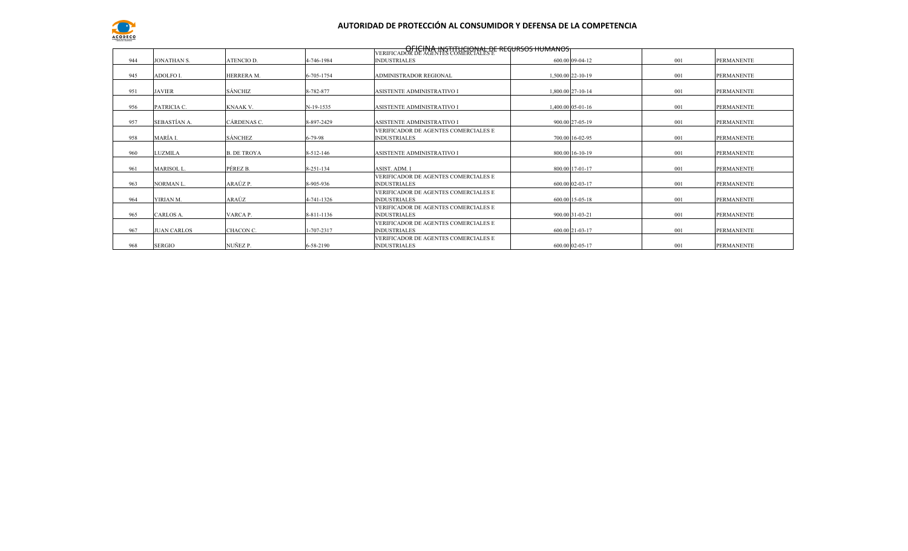# AUTORIDAD DE PROTECCIÓN AL CONSUMIDOR Y DEFENSA DE LA COMPETENCIA

## OFICINA INSTITUCIONAL DE RECURSOS HUMANOS

| | | | | | | | | |
|---|---|---|---|---|---|---|---|---|
| 944 | JONATHAN S. | ATENCIO D. | 4-746-1984 | VERIFICADOR DE AGENTES COMERCIALES E INDUSTRIALES | 600.00 | 09-04-12 | 001 | PERMANENTE |
| 945 | ADOLFO I. | HERRERA M. | 6-705-1754 | ADMINISTRADOR REGIONAL | 1,500.00 | 22-10-19 | 001 | PERMANENTE |
| 951 | JAVIER | SÁNCHIZ | 8-782-877 | ASISTENTE ADMINISTRATIVO I | 1,800.00 | 27-10-14 | 001 | PERMANENTE |
| 956 | PATRICIA C. | KNAAK V. | N-19-1535 | ASISTENTE ADMINISTRATIVO I | 1,400.00 | 05-01-16 | 001 | PERMANENTE |
| 957 | SEBASTÍAN A. | CÁRDENAS C. | 8-897-2429 | ASISTENTE ADMINISTRATIVO I | 900.00 | 27-05-19 | 001 | PERMANENTE |
| 958 | MARÍA I. | SÁNCHEZ | 6-79-98 | VERIFICADOR DE AGENTES COMERCIALES E INDUSTRIALES | 700.00 | 16-02-95 | 001 | PERMANENTE |
| 960 | LUZMILA | B. DE TROYA | 8-512-146 | ASISTENTE ADMINISTRATIVO I | 800.00 | 16-10-19 | 001 | PERMANENTE |
| 961 | MARISOL L. | PÉREZ B. | 8-251-134 | ASIST. ADM. I | 800.00 | 17-01-17 | 001 | PERMANENTE |
| 963 | NORMAN L. | ARAÚZ P. | 8-905-936 | VERIFICADOR DE AGENTES COMERCIALES E INDUSTRIALES | 600.00 | 02-03-17 | 001 | PERMANENTE |
| 964 | YIRIAN M. | ARAÚZ | 4-741-1326 | VERIFICADOR DE AGENTES COMERCIALES E INDUSTRIALES | 600.00 | 15-05-18 | 001 | PERMANENTE |
| 965 | CARLOS A. | VARCA P. | 8-811-1136 | VERIFICADOR DE AGENTES COMERCIALES E INDUSTRIALES | 900.00 | 31-03-21 | 001 | PERMANENTE |
| 967 | JUAN CARLOS | CHACON C. | 1-707-2317 | VERIFICADOR DE AGENTES COMERCIALES E INDUSTRIALES | 600.00 | 21-03-17 | 001 | PERMANENTE |
| 968 | SERGIO | NUÑEZ P. | 6-58-2190 | VERIFICADOR DE AGENTES COMERCIALES E INDUSTRIALES | 600.00 | 02-05-17 | 001 | PERMANENTE |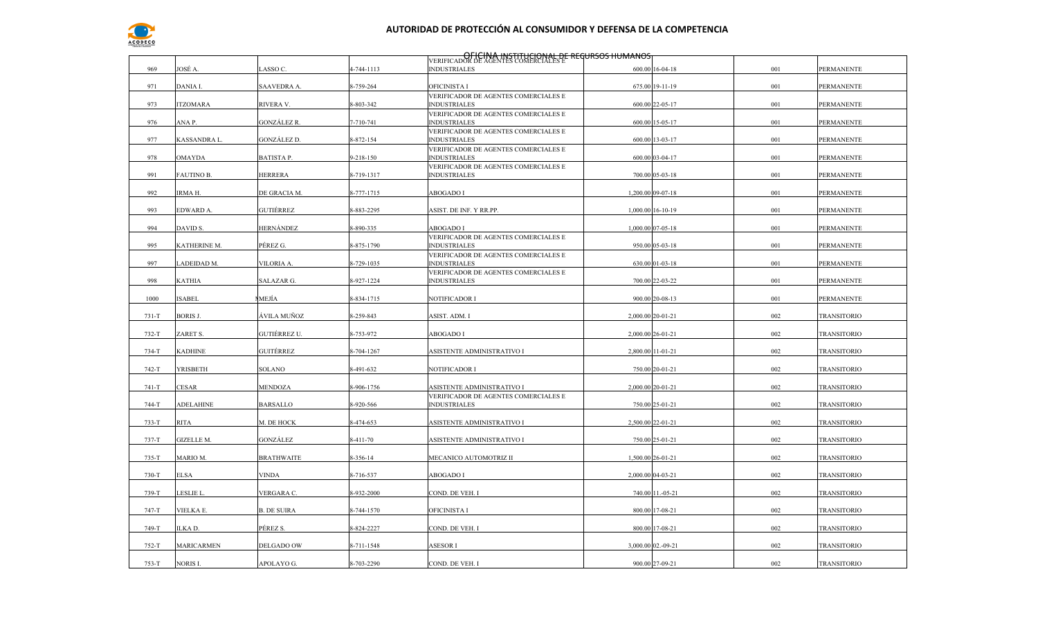# AUTORIDAD DE PROTECCIÓN AL CONSUMIDOR Y DEFENSA DE LA COMPETENCIA

OFICINA INSTITUCIONAL DE RECURSOS HUMANOS

| | | | | | | | | |
|---|---|---|---|---|---|---|---|---|
| 969 | JOSÉ A. | LASSO C. | 4-744-1113 | VERIFICADOR DE AGENTES COMERCIALES E INDUSTRIALES | 600.00 | 16-04-18 | 001 | PERMANENTE |
| 971 | DANIA I. | SAAVEDRA A. | 8-759-264 | OFICINISTA I | 675.00 | 19-11-19 | 001 | PERMANENTE |
| 973 | ITZOMARA | RIVERA V. | 8-803-342 | VERIFICADOR DE AGENTES COMERCIALES E INDUSTRIALES | 600.00 | 22-05-17 | 001 | PERMANENTE |
| 976 | ANA P. | GONZÁLEZ R. | 7-710-741 | VERIFICADOR DE AGENTES COMERCIALES E INDUSTRIALES | 600.00 | 15-05-17 | 001 | PERMANENTE |
| 977 | KASSANDRA L. | GONZÁLEZ D. | 8-872-154 | VERIFICADOR DE AGENTES COMERCIALES E INDUSTRIALES | 600.00 | 13-03-17 | 001 | PERMANENTE |
| 978 | OMAYDA | BATISTA P. | 9-218-150 | VERIFICADOR DE AGENTES COMERCIALES E INDUSTRIALES | 600.00 | 03-04-17 | 001 | PERMANENTE |
| 991 | FAUTINO B. | HERRERA | 8-719-1317 | VERIFICADOR DE AGENTES COMERCIALES E INDUSTRIALES | 700.00 | 05-03-18 | 001 | PERMANENTE |
| 992 | IRMA H. | DE GRACIA M. | 8-777-1715 | ABOGADO I | 1,200.00 | 09-07-18 | 001 | PERMANENTE |
| 993 | EDWARD A. | GUTIÉRREZ | 8-883-2295 | ASIST. DE INF. Y RR.PP. | 1,000.00 | 16-10-19 | 001 | PERMANENTE |
| 994 | DAVID S. | HERNÁNDEZ | 8-890-335 | ABOGADO I | 1,000.00 | 07-05-18 | 001 | PERMANENTE |
| 995 | KATHERINE M. | PÉREZ G. | 8-875-1790 | VERIFICADOR DE AGENTES COMERCIALES E INDUSTRIALES | 950.00 | 05-03-18 | 001 | PERMANENTE |
| 997 | LADEIDAD M. | VILORIA A. | 8-729-1035 | VERIFICADOR DE AGENTES COMERCIALES E INDUSTRIALES | 630.00 | 01-03-18 | 001 | PERMANENTE |
| 998 | KATHIA | SALAZAR G. | 8-927-1224 | VERIFICADOR DE AGENTES COMERCIALES E INDUSTRIALES | 700.00 | 22-03-22 | 001 | PERMANENTE |
| 1000 | ISABEL | MEJÍA | 8-834-1715 | NOTIFICADOR I | 900.00 | 20-08-13 | 001 | PERMANENTE |
| 731-T | BORIS J. | ÁVILA MUÑOZ | 8-259-843 | ASIST. ADM. I | 2,000.00 | 20-01-21 | 002 | TRANSITORIO |
| 732-T | ZARET S. | GUTIÉRREZ U. | 8-753-972 | ABOGADO I | 2,000.00 | 26-01-21 | 002 | TRANSITORIO |
| 734-T | KADHINE | GUITÉRREZ | 8-704-1267 | ASISTENTE ADMINISTRATIVO I | 2,800.00 | 11-01-21 | 002 | TRANSITORIO |
| 742-T | YRISBETH | SOLANO | 8-491-632 | NOTIFICADOR I | 750.00 | 20-01-21 | 002 | TRANSITORIO |
| 741-T | CESAR | MENDOZA | 8-906-1756 | ASISTENTE ADMINISTRATIVO I | 2,000.00 | 20-01-21 | 002 | TRANSITORIO |
| 744-T | ADELAHINE | BARSALLO | 8-920-566 | VERIFICADOR DE AGENTES COMERCIALES E INDUSTRIALES | 750.00 | 25-01-21 | 002 | TRANSITORIO |
| 733-T | RITA | M. DE HOCK | 8-474-653 | ASISTENTE ADMINISTRATIVO I | 2,500.00 | 22-01-21 | 002 | TRANSITORIO |
| 737-T | GIZELLE M. | GONZÁLEZ | 8-411-70 | ASISTENTE ADMINISTRATIVO I | 750.00 | 25-01-21 | 002 | TRANSITORIO |
| 735-T | MARIO M. | BRATHWAITE | 8-356-14 | MECANICO AUTOMOTRIZ II | 1,500.00 | 26-01-21 | 002 | TRANSITORIO |
| 730-T | ELSA | VINDA | 8-716-537 | ABOGADO I | 2,000.00 | 04-03-21 | 002 | TRANSITORIO |
| 739-T | LESLIE L. | VERGARA C. | 8-932-2000 | COND. DE VEH. I | 740.00 | 11.-05-21 | 002 | TRANSITORIO |
| 747-T | VIELKA E. | B. DE SUIRA | 8-744-1570 | OFICINISTA I | 800.00 | 17-08-21 | 002 | TRANSITORIO |
| 749-T | ILKA D. | PÉREZ S. | 8-824-2227 | COND. DE VEH. I | 800.00 | 17-08-21 | 002 | TRANSITORIO |
| 752-T | MARICARMEN | DELGADO OW | 8-711-1548 | ASESOR I | 3,000.00 | 02.-09-21 | 002 | TRANSITORIO |
| 753-T | NORIS I. | APOLAYO G. | 8-703-2290 | COND. DE VEH. I | 900.00 | 27-09-21 | 002 | TRANSITORIO |